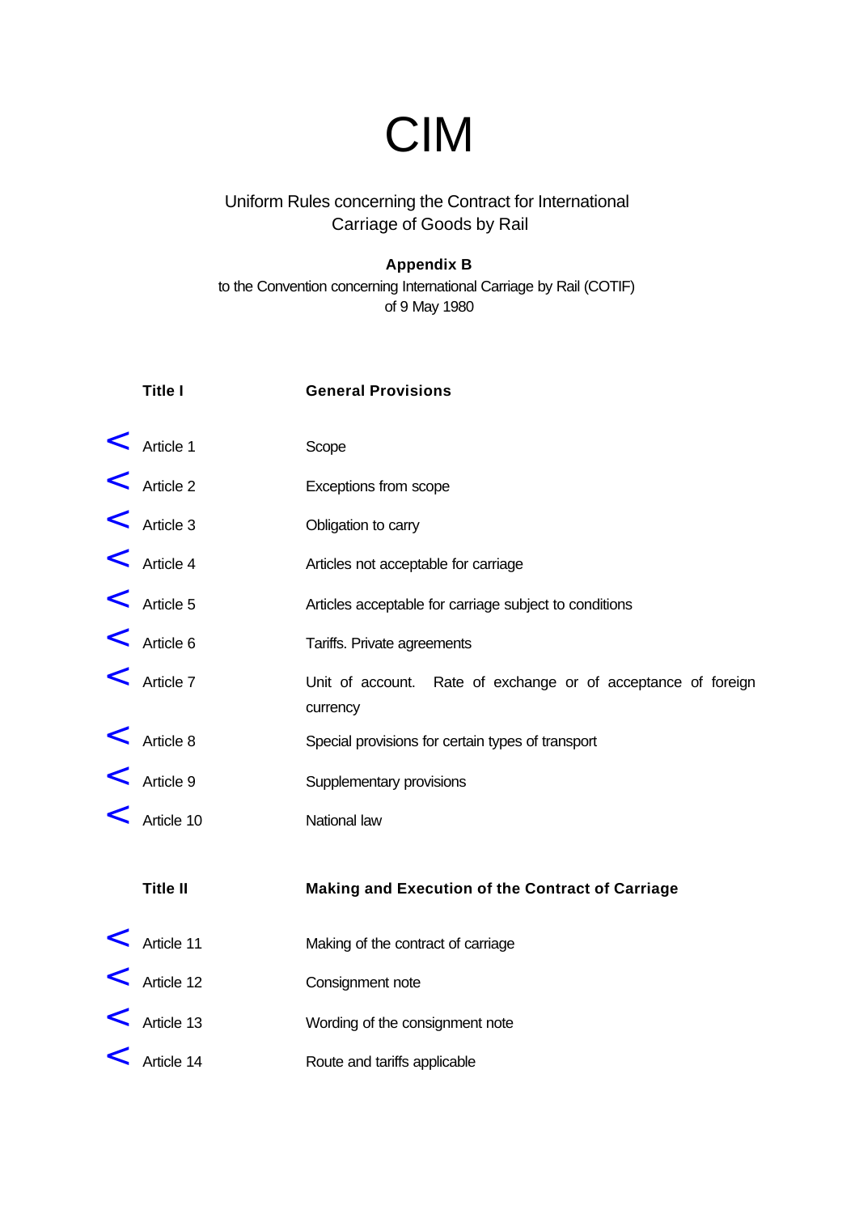# CIM

Uniform Rules concerning the Contract for International Carriage of Goods by Rail

**Appendix B**
to the Convention concerning International Carriage by Rail (COTIF) of 9 May 1980

| | |
|---|---|
| **Title I** | **General Provisions** |
| < Article 1 | Scope |
| < Article 2 | Exceptions from scope |
| < Article 3 | Obligation to carry |
| < Article 4 | Articles not acceptable for carriage |
| < Article 5 | Articles acceptable for carriage subject to conditions |
| < Article 6 | Tariffs. Private agreements |
| < Article 7 | Unit of account. Rate of exchange or of acceptance of foreign currency |
| < Article 8 | Special provisions for certain types of transport |
| < Article 9 | Supplementary provisions |
| < Article 10 | National law |
| **Title II** | **Making and Execution of the Contract of Carriage** |
| < Article 11 | Making of the contract of carriage |
| < Article 12 | Consignment note |
| < Article 13 | Wording of the consignment note |
| < Article 14 | Route and tariffs applicable |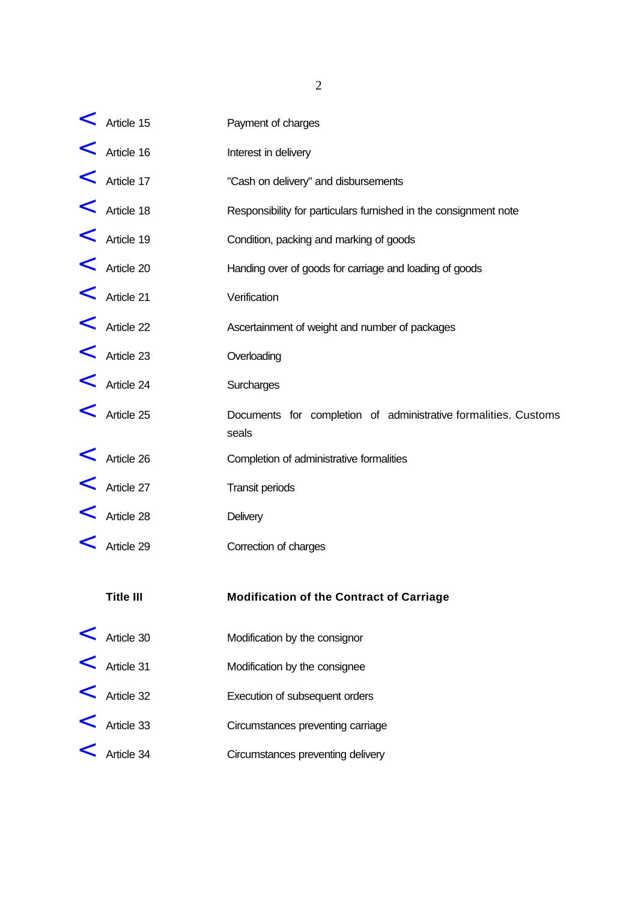| | |
|---|---|
| < Article 15 | Payment of charges |
| < Article 16 | Interest in delivery |
| < Article 17 | "Cash on delivery" and disbursements |
| < Article 18 | Responsibility for particulars furnished in the consignment note |
| < Article 19 | Condition, packing and marking of goods |
| < Article 20 | Handing over of goods for carriage and loading of goods |
| < Article 21 | Verification |
| < Article 22 | Ascertainment of weight and number of packages |
| < Article 23 | Overloading |
| < Article 24 | Surcharges |
| < Article 25 | Documents for completion of administrative formalities. Customs seals |
| < Article 26 | Completion of administrative formalities |
| < Article 27 | Transit periods |
| < Article 28 | Delivery |
| < Article 29 | Correction of charges |

| | |
|---|---|
| **Title III** | **Modification of the Contract of Carriage** |
| < Article 30 | Modification by the consignor |
| < Article 31 | Modification by the consignee |
| < Article 32 | Execution of subsequent orders |
| < Article 33 | Circumstances preventing carriage |
| < Article 34 | Circumstances preventing delivery |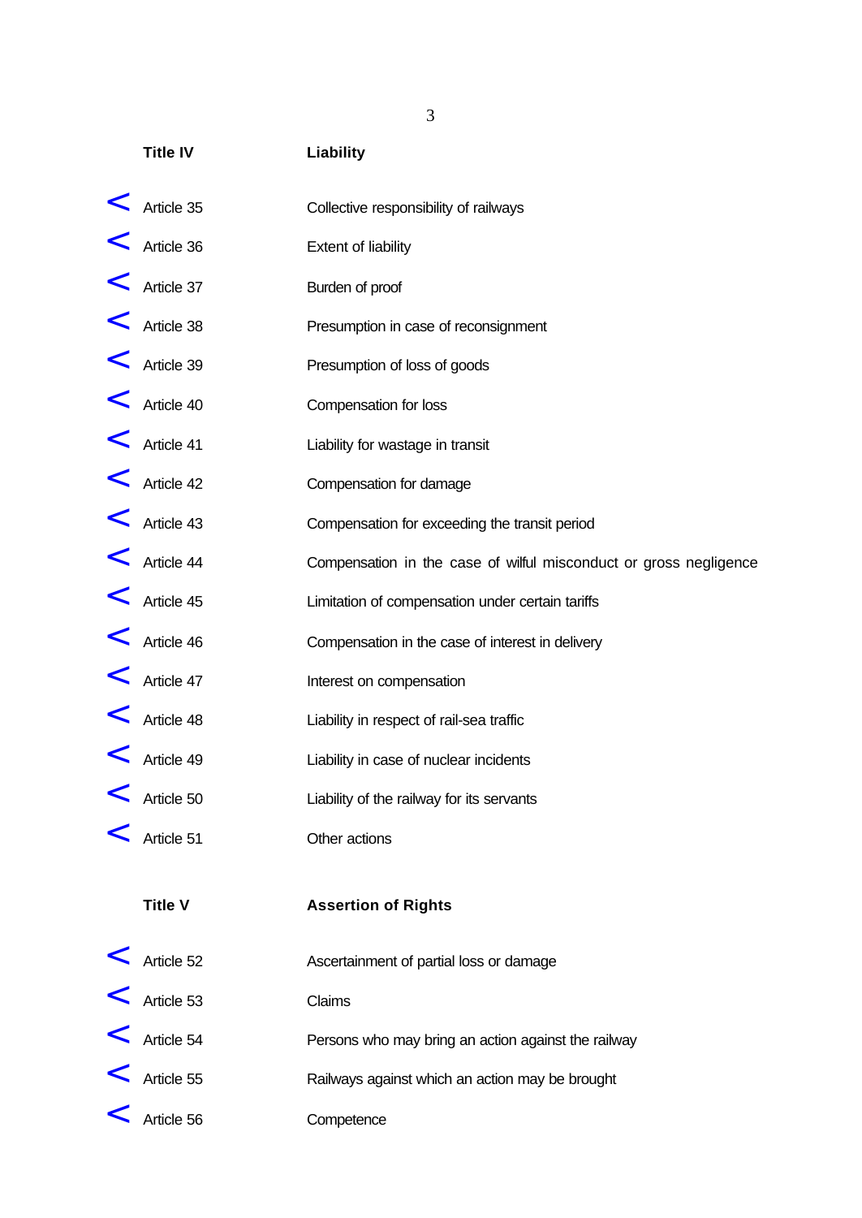| Title IV | Liability |
|---|---|
| < Article 35 | Collective responsibility of railways |
| < Article 36 | Extent of liability |
| < Article 37 | Burden of proof |
| < Article 38 | Presumption in case of reconsignment |
| < Article 39 | Presumption of loss of goods |
| < Article 40 | Compensation for loss |
| < Article 41 | Liability for wastage in transit |
| < Article 42 | Compensation for damage |
| < Article 43 | Compensation for exceeding the transit period |
| < Article 44 | Compensation in the case of wilful misconduct or gross negligence |
| < Article 45 | Limitation of compensation under certain tariffs |
| < Article 46 | Compensation in the case of interest in delivery |
| < Article 47 | Interest on compensation |
| < Article 48 | Liability in respect of rail-sea traffic |
| < Article 49 | Liability in case of nuclear incidents |
| < Article 50 | Liability of the railway for its servants |
| < Article 51 | Other actions |

| Title V | Assertion of Rights |
|---|---|
| < Article 52 | Ascertainment of partial loss or damage |
| < Article 53 | Claims |
| < Article 54 | Persons who may bring an action against the railway |
| < Article 55 | Railways against which an action may be brought |
| < Article 56 | Competence |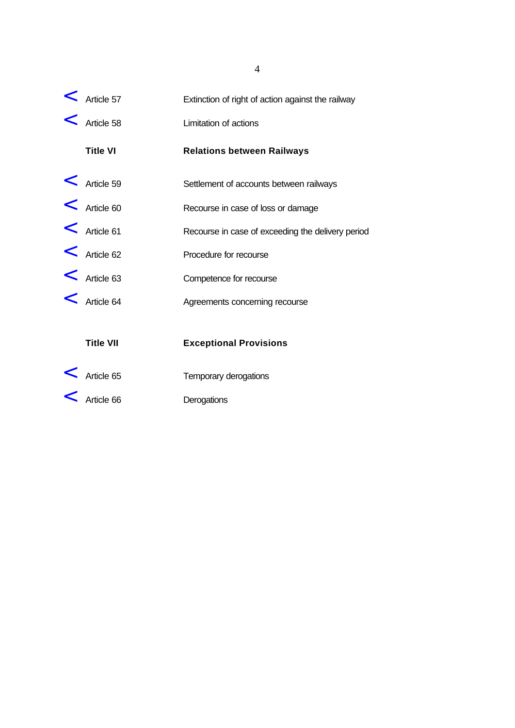| | | |
|---|---|---|
| < | Article 57 | Extinction of right of action against the railway |
| < | Article 58 | Limitation of actions |
| | **Title VI** | **Relations between Railways** |
| < | Article 59 | Settlement of accounts between railways |
| < | Article 60 | Recourse in case of loss or damage |
| < | Article 61 | Recourse in case of exceeding the delivery period |
| < | Article 62 | Procedure for recourse |
| < | Article 63 | Competence for recourse |
| < | Article 64 | Agreements concerning recourse |
| | **Title VII** | **Exceptional Provisions** |
| < | Article 65 | Temporary derogations |
| < | Article 66 | Derogations |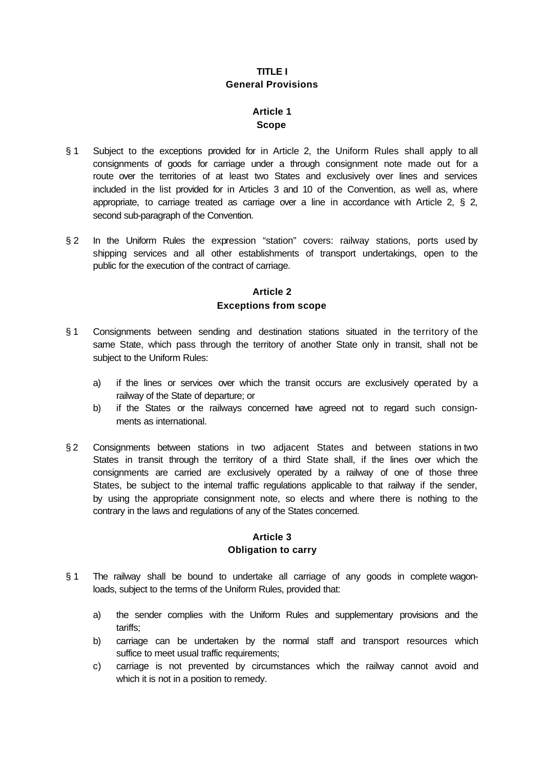## TITLE I
## General Provisions

### Article 1
### Scope

§ 1 Subject to the exceptions provided for in Article 2, the Uniform Rules shall apply to all consignments of goods for carriage under a through consignment note made out for a route over the territories of at least two States and exclusively over lines and services included in the list provided for in Articles 3 and 10 of the Convention, as well as, where appropriate, to carriage treated as carriage over a line in accordance with Article 2, § 2, second sub-paragraph of the Convention.

§ 2 In the Uniform Rules the expression "station" covers: railway stations, ports used by shipping services and all other establishments of transport undertakings, open to the public for the execution of the contract of carriage.

### Article 2
### Exceptions from scope

§ 1 Consignments between sending and destination stations situated in the territory of the same State, which pass through the territory of another State only in transit, shall not be subject to the Uniform Rules:

a) if the lines or services over which the transit occurs are exclusively operated by a railway of the State of departure; or
b) if the States or the railways concerned have agreed not to regard such consignments as international.

§ 2 Consignments between stations in two adjacent States and between stations in two States in transit through the territory of a third State shall, if the lines over which the consignments are carried are exclusively operated by a railway of one of those three States, be subject to the internal traffic regulations applicable to that railway if the sender, by using the appropriate consignment note, so elects and where there is nothing to the contrary in the laws and regulations of any of the States concerned.

### Article 3
### Obligation to carry

§ 1 The railway shall be bound to undertake all carriage of any goods in complete wagon-loads, subject to the terms of the Uniform Rules, provided that:

a) the sender complies with the Uniform Rules and supplementary provisions and the tariffs;
b) carriage can be undertaken by the normal staff and transport resources which suffice to meet usual traffic requirements;
c) carriage is not prevented by circumstances which the railway cannot avoid and which it is not in a position to remedy.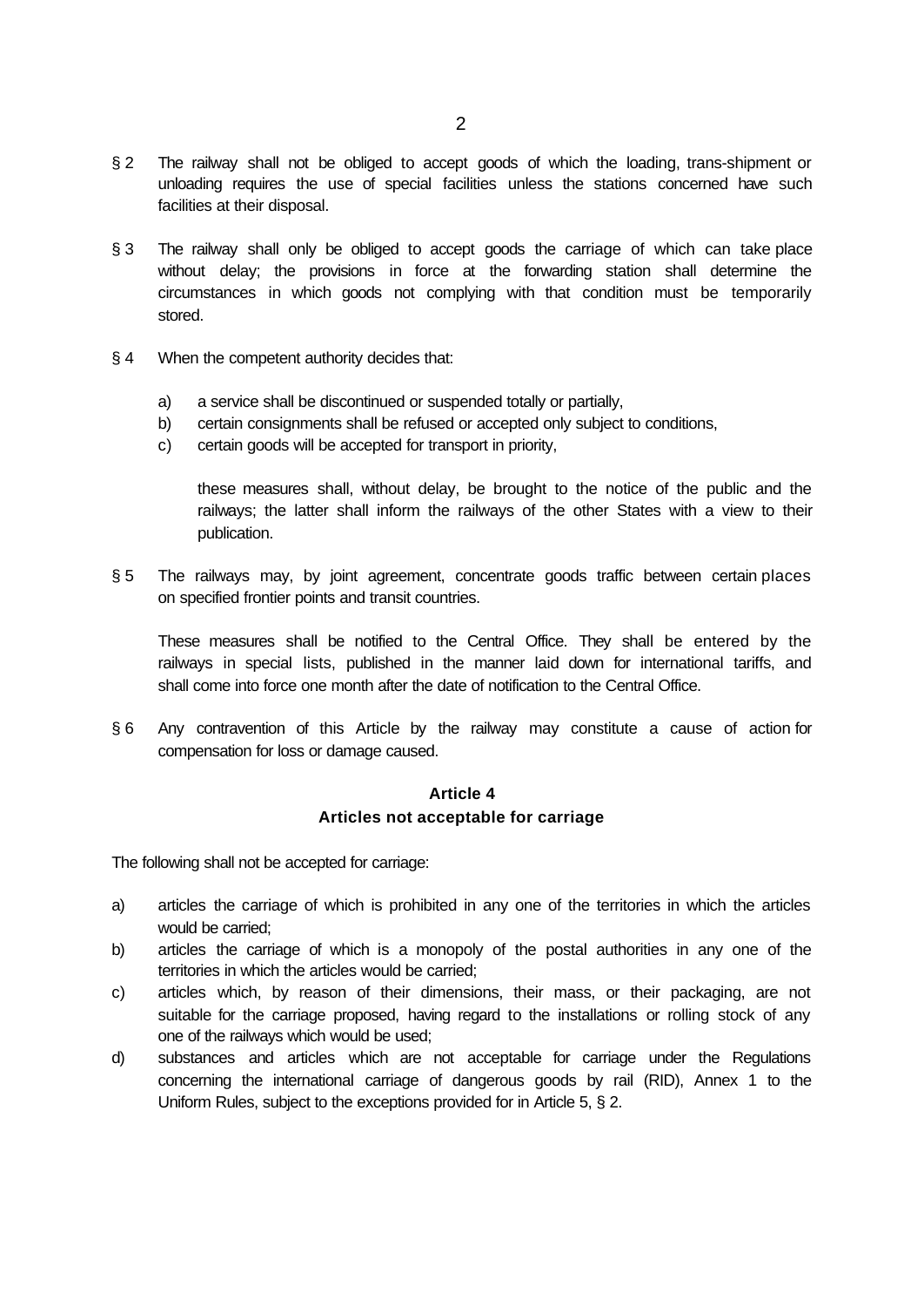§ 2 The railway shall not be obliged to accept goods of which the loading, trans-shipment or unloading requires the use of special facilities unless the stations concerned have such facilities at their disposal.

§ 3 The railway shall only be obliged to accept goods the carriage of which can take place without delay; the provisions in force at the forwarding station shall determine the circumstances in which goods not complying with that condition must be temporarily stored.

§ 4 When the competent authority decides that:

a) a service shall be discontinued or suspended totally or partially,
b) certain consignments shall be refused or accepted only subject to conditions,
c) certain goods will be accepted for transport in priority,

these measures shall, without delay, be brought to the notice of the public and the railways; the latter shall inform the railways of the other States with a view to their publication.

§ 5 The railways may, by joint agreement, concentrate goods traffic between certain places on specified frontier points and transit countries.

These measures shall be notified to the Central Office. They shall be entered by the railways in special lists, published in the manner laid down for international tariffs, and shall come into force one month after the date of notification to the Central Office.

§ 6 Any contravention of this Article by the railway may constitute a cause of action for compensation for loss or damage caused.

## Article 4
## Articles not acceptable for carriage

The following shall not be accepted for carriage:

a) articles the carriage of which is prohibited in any one of the territories in which the articles would be carried;
b) articles the carriage of which is a monopoly of the postal authorities in any one of the territories in which the articles would be carried;
c) articles which, by reason of their dimensions, their mass, or their packaging, are not suitable for the carriage proposed, having regard to the installations or rolling stock of any one of the railways which would be used;
d) substances and articles which are not acceptable for carriage under the Regulations concerning the international carriage of dangerous goods by rail (RID), Annex 1 to the Uniform Rules, subject to the exceptions provided for in Article 5, § 2.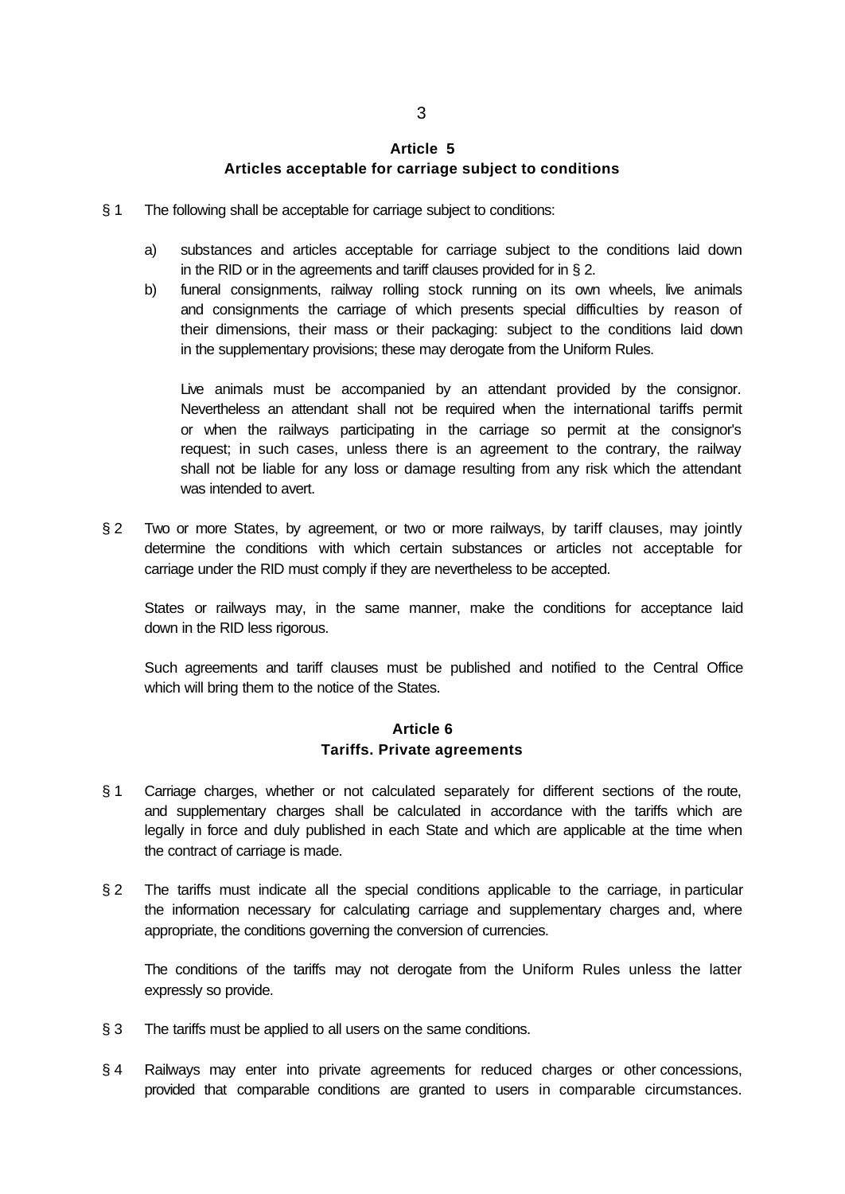## Article 5
## Articles acceptable for carriage subject to conditions

§ 1 The following shall be acceptable for carriage subject to conditions:

a) substances and articles acceptable for carriage subject to the conditions laid down in the RID or in the agreements and tariff clauses provided for in § 2.

b) funeral consignments, railway rolling stock running on its own wheels, live animals and consignments the carriage of which presents special difficulties by reason of their dimensions, their mass or their packaging: subject to the conditions laid down in the supplementary provisions; these may derogate from the Uniform Rules.

Live animals must be accompanied by an attendant provided by the consignor. Nevertheless an attendant shall not be required when the international tariffs permit or when the railways participating in the carriage so permit at the consignor's request; in such cases, unless there is an agreement to the contrary, the railway shall not be liable for any loss or damage resulting from any risk which the attendant was intended to avert.

§ 2 Two or more States, by agreement, or two or more railways, by tariff clauses, may jointly determine the conditions with which certain substances or articles not acceptable for carriage under the RID must comply if they are nevertheless to be accepted.

States or railways may, in the same manner, make the conditions for acceptance laid down in the RID less rigorous.

Such agreements and tariff clauses must be published and notified to the Central Office which will bring them to the notice of the States.

## Article 6
## Tariffs. Private agreements

§ 1 Carriage charges, whether or not calculated separately for different sections of the route, and supplementary charges shall be calculated in accordance with the tariffs which are legally in force and duly published in each State and which are applicable at the time when the contract of carriage is made.

§ 2 The tariffs must indicate all the special conditions applicable to the carriage, in particular the information necessary for calculating carriage and supplementary charges and, where appropriate, the conditions governing the conversion of currencies.

The conditions of the tariffs may not derogate from the Uniform Rules unless the latter expressly so provide.

§ 3 The tariffs must be applied to all users on the same conditions.

§ 4 Railways may enter into private agreements for reduced charges or other concessions, provided that comparable conditions are granted to users in comparable circumstances.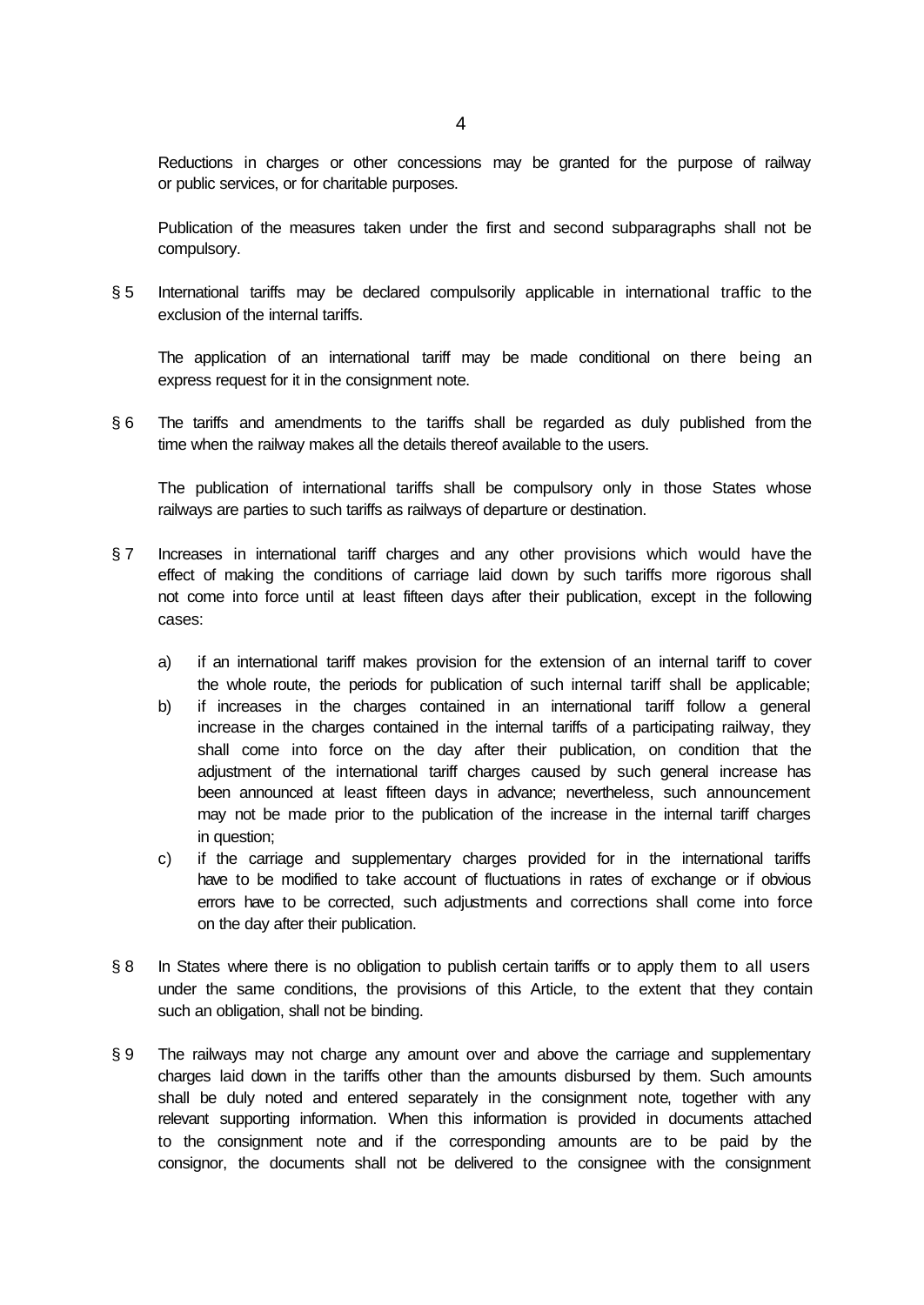Reductions in charges or other concessions may be granted for the purpose of railway or public services, or for charitable purposes.

Publication of the measures taken under the first and second subparagraphs shall not be compulsory.

§ 5 International tariffs may be declared compulsorily applicable in international traffic to the exclusion of the internal tariffs.

The application of an international tariff may be made conditional on there being an express request for it in the consignment note.

§ 6 The tariffs and amendments to the tariffs shall be regarded as duly published from the time when the railway makes all the details thereof available to the users.

The publication of international tariffs shall be compulsory only in those States whose railways are parties to such tariffs as railways of departure or destination.

§ 7 Increases in international tariff charges and any other provisions which would have the effect of making the conditions of carriage laid down by such tariffs more rigorous shall not come into force until at least fifteen days after their publication, except in the following cases:

a) if an international tariff makes provision for the extension of an internal tariff to cover the whole route, the periods for publication of such internal tariff shall be applicable;
b) if increases in the charges contained in an international tariff follow a general increase in the charges contained in the internal tariffs of a participating railway, they shall come into force on the day after their publication, on condition that the adjustment of the international tariff charges caused by such general increase has been announced at least fifteen days in advance; nevertheless, such announcement may not be made prior to the publication of the increase in the internal tariff charges in question;
c) if the carriage and supplementary charges provided for in the international tariffs have to be modified to take account of fluctuations in rates of exchange or if obvious errors have to be corrected, such adjustments and corrections shall come into force on the day after their publication.

§ 8 In States where there is no obligation to publish certain tariffs or to apply them to all users under the same conditions, the provisions of this Article, to the extent that they contain such an obligation, shall not be binding.

§ 9 The railways may not charge any amount over and above the carriage and supplementary charges laid down in the tariffs other than the amounts disbursed by them. Such amounts shall be duly noted and entered separately in the consignment note, together with any relevant supporting information. When this information is provided in documents attached to the consignment note and if the corresponding amounts are to be paid by the consignor, the documents shall not be delivered to the consignee with the consignment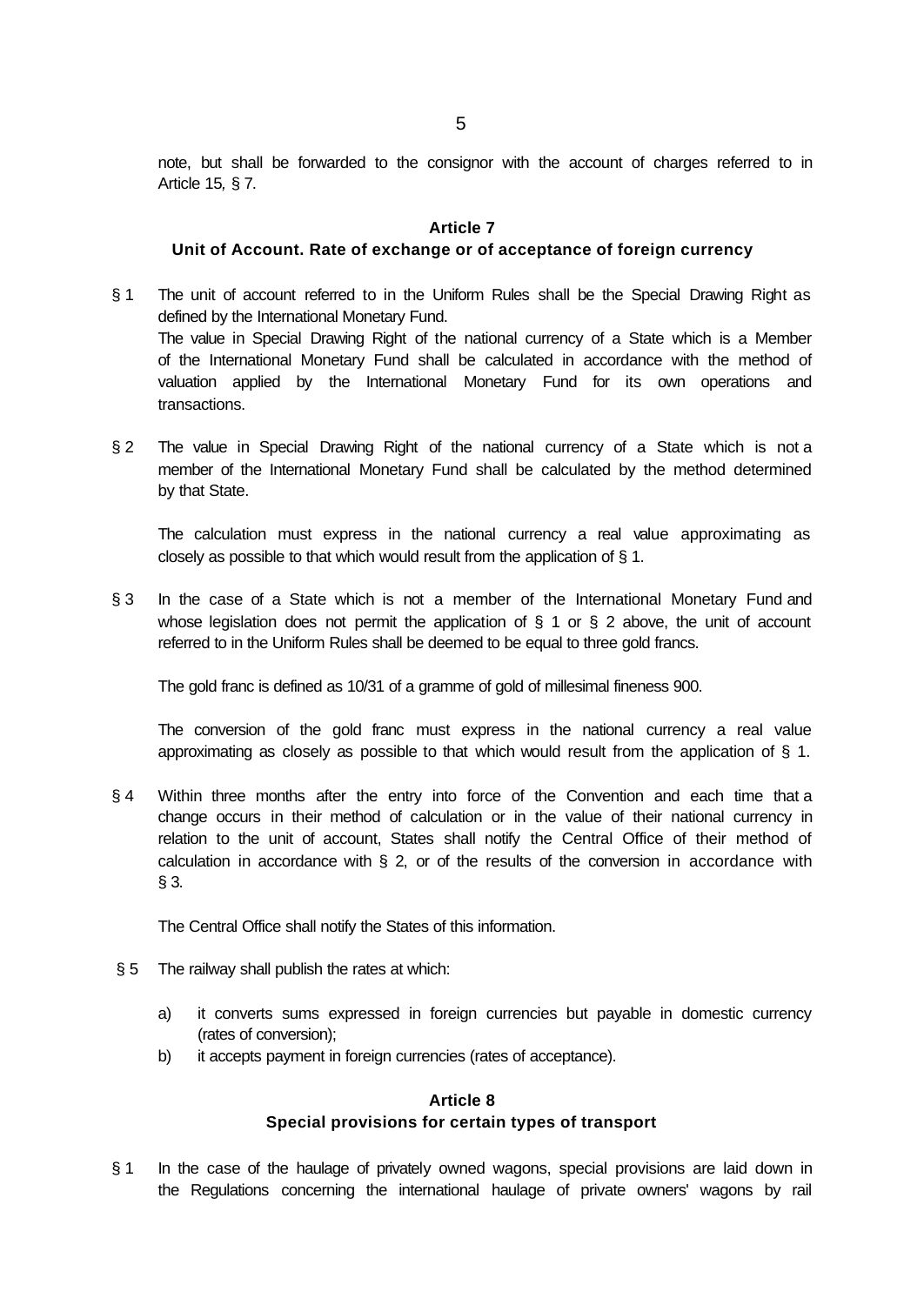note, but shall be forwarded to the consignor with the account of charges referred to in Article 15, § 7.

## Article 7
### Unit of Account. Rate of exchange or of acceptance of foreign currency

§ 1 The unit of account referred to in the Uniform Rules shall be the Special Drawing Right as defined by the International Monetary Fund.
The value in Special Drawing Right of the national currency of a State which is a Member of the International Monetary Fund shall be calculated in accordance with the method of valuation applied by the International Monetary Fund for its own operations and transactions.

§ 2 The value in Special Drawing Right of the national currency of a State which is not a member of the International Monetary Fund shall be calculated by the method determined by that State.

The calculation must express in the national currency a real value approximating as closely as possible to that which would result from the application of § 1.

§ 3 In the case of a State which is not a member of the International Monetary Fund and whose legislation does not permit the application of § 1 or § 2 above, the unit of account referred to in the Uniform Rules shall be deemed to be equal to three gold francs.

The gold franc is defined as 10/31 of a gramme of gold of millesimal fineness 900.

The conversion of the gold franc must express in the national currency a real value approximating as closely as possible to that which would result from the application of § 1.

§ 4 Within three months after the entry into force of the Convention and each time that a change occurs in their method of calculation or in the value of their national currency in relation to the unit of account, States shall notify the Central Office of their method of calculation in accordance with § 2, or of the results of the conversion in accordance with § 3.

The Central Office shall notify the States of this information.

§ 5 The railway shall publish the rates at which:

a) it converts sums expressed in foreign currencies but payable in domestic currency (rates of conversion);
b) it accepts payment in foreign currencies (rates of acceptance).

## Article 8
### Special provisions for certain types of transport

§ 1 In the case of the haulage of privately owned wagons, special provisions are laid down in the Regulations concerning the international haulage of private owners' wagons by rail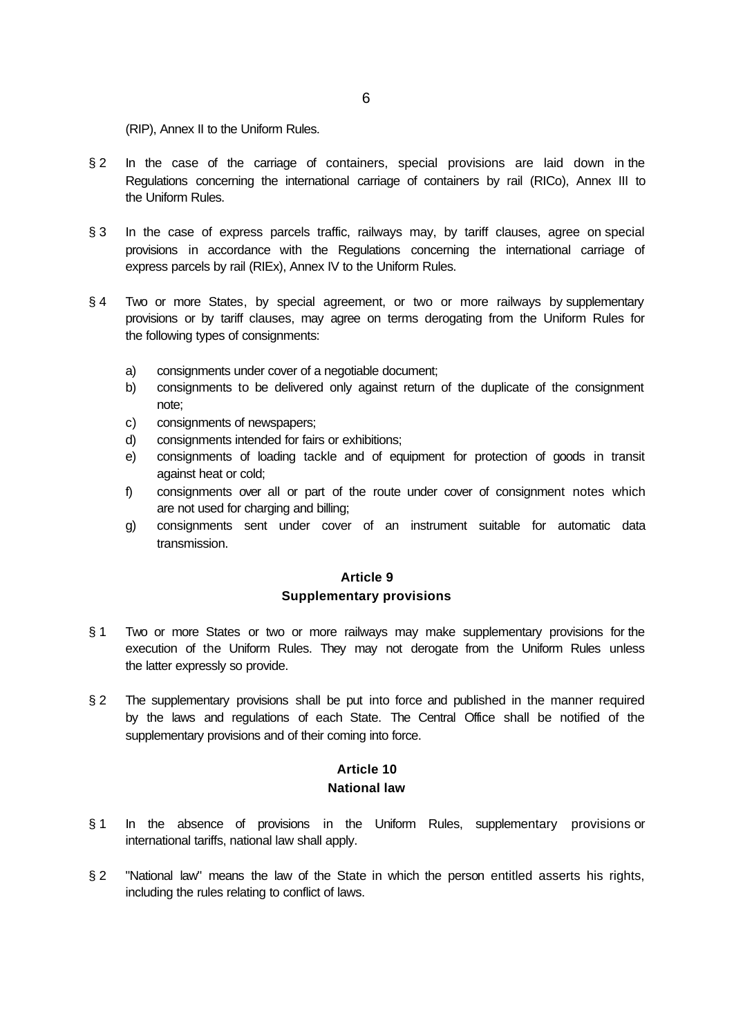(RIP), Annex II to the Uniform Rules.

§ 2 In the case of the carriage of containers, special provisions are laid down in the Regulations concerning the international carriage of containers by rail (RICo), Annex III to the Uniform Rules.

§ 3 In the case of express parcels traffic, railways may, by tariff clauses, agree on special provisions in accordance with the Regulations concerning the international carriage of express parcels by rail (RIEx), Annex IV to the Uniform Rules.

§ 4 Two or more States, by special agreement, or two or more railways by supplementary provisions or by tariff clauses, may agree on terms derogating from the Uniform Rules for the following types of consignments:

a) consignments under cover of a negotiable document;
b) consignments to be delivered only against return of the duplicate of the consignment note;
c) consignments of newspapers;
d) consignments intended for fairs or exhibitions;
e) consignments of loading tackle and of equipment for protection of goods in transit against heat or cold;
f) consignments over all or part of the route under cover of consignment notes which are not used for charging and billing;
g) consignments sent under cover of an instrument suitable for automatic data transmission.

## Article 9
## Supplementary provisions

§ 1 Two or more States or two or more railways may make supplementary provisions for the execution of the Uniform Rules. They may not derogate from the Uniform Rules unless the latter expressly so provide.

§ 2 The supplementary provisions shall be put into force and published in the manner required by the laws and regulations of each State. The Central Office shall be notified of the supplementary provisions and of their coming into force.

## Article 10
## National law

§ 1 In the absence of provisions in the Uniform Rules, supplementary provisions or international tariffs, national law shall apply.

§ 2 "National law" means the law of the State in which the person entitled asserts his rights, including the rules relating to conflict of laws.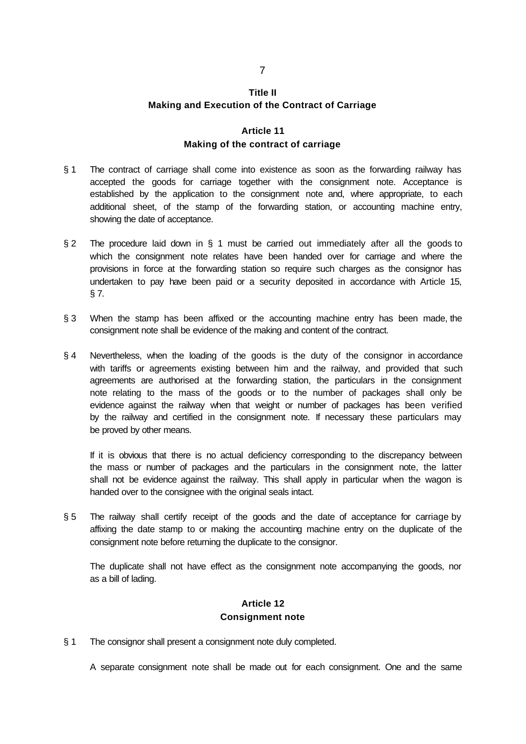## Title II
## Making and Execution of the Contract of Carriage

### Article 11
### Making of the contract of carriage

§ 1 The contract of carriage shall come into existence as soon as the forwarding railway has accepted the goods for carriage together with the consignment note. Acceptance is established by the application to the consignment note and, where appropriate, to each additional sheet, of the stamp of the forwarding station, or accounting machine entry, showing the date of acceptance.

§ 2 The procedure laid down in § 1 must be carried out immediately after all the goods to which the consignment note relates have been handed over for carriage and where the provisions in force at the forwarding station so require such charges as the consignor has undertaken to pay have been paid or a security deposited in accordance with Article 15, § 7.

§ 3 When the stamp has been affixed or the accounting machine entry has been made, the consignment note shall be evidence of the making and content of the contract.

§ 4 Nevertheless, when the loading of the goods is the duty of the consignor in accordance with tariffs or agreements existing between him and the railway, and provided that such agreements are authorised at the forwarding station, the particulars in the consignment note relating to the mass of the goods or to the number of packages shall only be evidence against the railway when that weight or number of packages has been verified by the railway and certified in the consignment note. If necessary these particulars may be proved by other means.

If it is obvious that there is no actual deficiency corresponding to the discrepancy between the mass or number of packages and the particulars in the consignment note, the latter shall not be evidence against the railway. This shall apply in particular when the wagon is handed over to the consignee with the original seals intact.

§ 5 The railway shall certify receipt of the goods and the date of acceptance for carriage by affixing the date stamp to or making the accounting machine entry on the duplicate of the consignment note before returning the duplicate to the consignor.

The duplicate shall not have effect as the consignment note accompanying the goods, nor as a bill of lading.

### Article 12
### Consignment note

§ 1 The consignor shall present a consignment note duly completed.

A separate consignment note shall be made out for each consignment. One and the same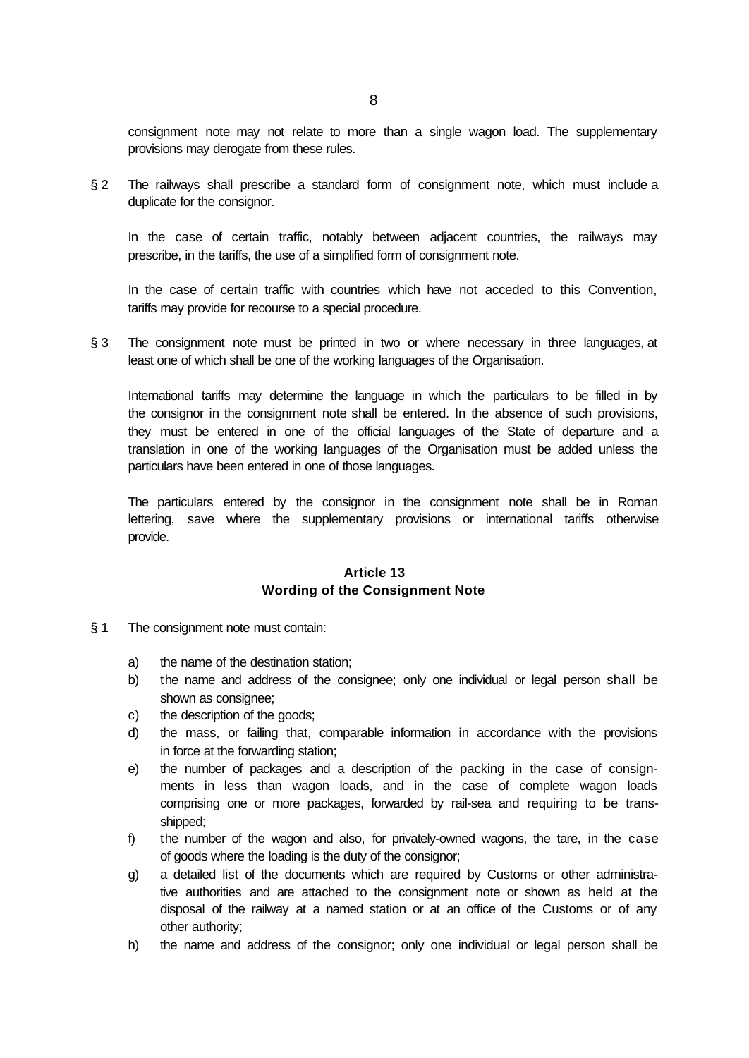consignment note may not relate to more than a single wagon load. The supplementary provisions may derogate from these rules.

§ 2 The railways shall prescribe a standard form of consignment note, which must include a duplicate for the consignor.

In the case of certain traffic, notably between adjacent countries, the railways may prescribe, in the tariffs, the use of a simplified form of consignment note.

In the case of certain traffic with countries which have not acceded to this Convention, tariffs may provide for recourse to a special procedure.

§ 3 The consignment note must be printed in two or where necessary in three languages, at least one of which shall be one of the working languages of the Organisation.

International tariffs may determine the language in which the particulars to be filled in by the consignor in the consignment note shall be entered. In the absence of such provisions, they must be entered in one of the official languages of the State of departure and a translation in one of the working languages of the Organisation must be added unless the particulars have been entered in one of those languages.

The particulars entered by the consignor in the consignment note shall be in Roman lettering, save where the supplementary provisions or international tariffs otherwise provide.

### Article 13
### Wording of the Consignment Note

§ 1 The consignment note must contain:

a) the name of the destination station;
b) the name and address of the consignee; only one individual or legal person shall be shown as consignee;
c) the description of the goods;
d) the mass, or failing that, comparable information in accordance with the provisions in force at the forwarding station;
e) the number of packages and a description of the packing in the case of consignments in less than wagon loads, and in the case of complete wagon loads comprising one or more packages, forwarded by rail-sea and requiring to be transshipped;
f) the number of the wagon and also, for privately-owned wagons, the tare, in the case of goods where the loading is the duty of the consignor;
g) a detailed list of the documents which are required by Customs or other administrative authorities and are attached to the consignment note or shown as held at the disposal of the railway at a named station or at an office of the Customs or of any other authority;
h) the name and address of the consignor; only one individual or legal person shall be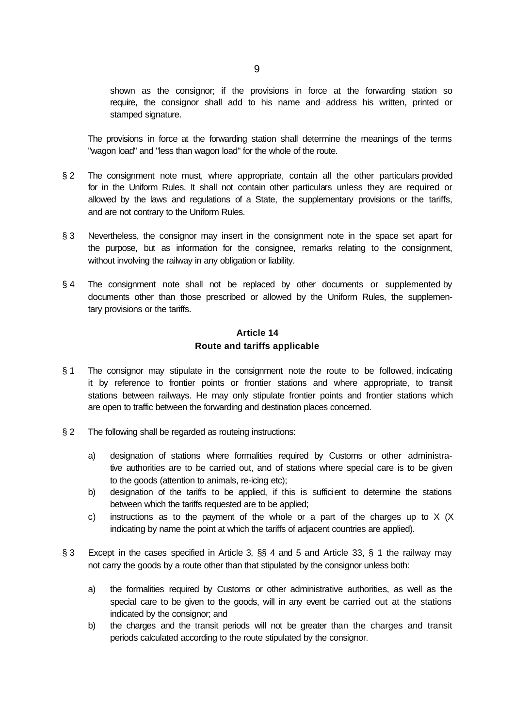shown as the consignor; if the provisions in force at the forwarding station so require, the consignor shall add to his name and address his written, printed or stamped signature.

The provisions in force at the forwarding station shall determine the meanings of the terms "wagon load" and "less than wagon load" for the whole of the route.

§ 2 The consignment note must, where appropriate, contain all the other particulars provided for in the Uniform Rules. It shall not contain other particulars unless they are required or allowed by the laws and regulations of a State, the supplementary provisions or the tariffs, and are not contrary to the Uniform Rules.

§ 3 Nevertheless, the consignor may insert in the consignment note in the space set apart for the purpose, but as information for the consignee, remarks relating to the consignment, without involving the railway in any obligation or liability.

§ 4 The consignment note shall not be replaced by other documents or supplemented by documents other than those prescribed or allowed by the Uniform Rules, the supplementary provisions or the tariffs.

### Article 14
### Route and tariffs applicable

§ 1 The consignor may stipulate in the consignment note the route to be followed, indicating it by reference to frontier points or frontier stations and where appropriate, to transit stations between railways. He may only stipulate frontier points and frontier stations which are open to traffic between the forwarding and destination places concerned.

§ 2 The following shall be regarded as routeing instructions:

a) designation of stations where formalities required by Customs or other administrative authorities are to be carried out, and of stations where special care is to be given to the goods (attention to animals, re-icing etc);
b) designation of the tariffs to be applied, if this is sufficient to determine the stations between which the tariffs requested are to be applied;
c) instructions as to the payment of the whole or a part of the charges up to X (X indicating by name the point at which the tariffs of adjacent countries are applied).

§ 3 Except in the cases specified in Article 3, §§ 4 and 5 and Article 33, § 1 the railway may not carry the goods by a route other than that stipulated by the consignor unless both:

a) the formalities required by Customs or other administrative authorities, as well as the special care to be given to the goods, will in any event be carried out at the stations indicated by the consignor; and
b) the charges and the transit periods will not be greater than the charges and transit periods calculated according to the route stipulated by the consignor.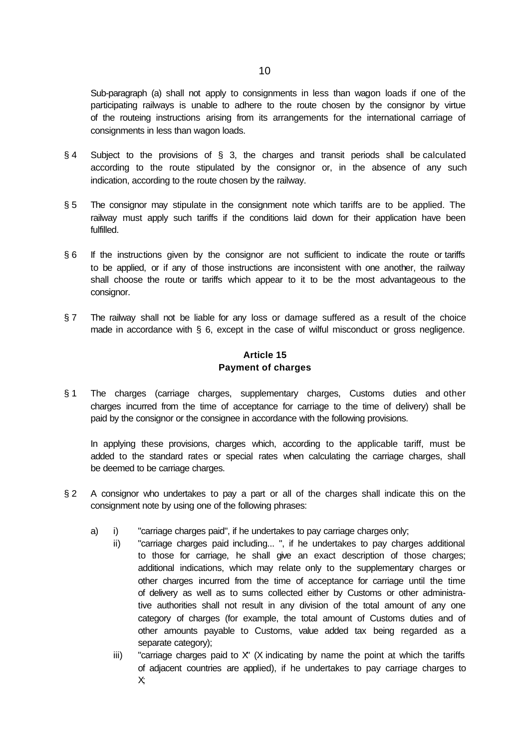Sub-paragraph (a) shall not apply to consignments in less than wagon loads if one of the participating railways is unable to adhere to the route chosen by the consignor by virtue of the routeing instructions arising from its arrangements for the international carriage of consignments in less than wagon loads.

§ 4 Subject to the provisions of § 3, the charges and transit periods shall be calculated according to the route stipulated by the consignor or, in the absence of any such indication, according to the route chosen by the railway.

§ 5 The consignor may stipulate in the consignment note which tariffs are to be applied. The railway must apply such tariffs if the conditions laid down for their application have been fulfilled.

§ 6 If the instructions given by the consignor are not sufficient to indicate the route or tariffs to be applied, or if any of those instructions are inconsistent with one another, the railway shall choose the route or tariffs which appear to it to be the most advantageous to the consignor.

§ 7 The railway shall not be liable for any loss or damage suffered as a result of the choice made in accordance with § 6, except in the case of wilful misconduct or gross negligence.

## Article 15
## Payment of charges

§ 1 The charges (carriage charges, supplementary charges, Customs duties and other charges incurred from the time of acceptance for carriage to the time of delivery) shall be paid by the consignor or the consignee in accordance with the following provisions.

In applying these provisions, charges which, according to the applicable tariff, must be added to the standard rates or special rates when calculating the carriage charges, shall be deemed to be carriage charges.

§ 2 A consignor who undertakes to pay a part or all of the charges shall indicate this on the consignment note by using one of the following phrases:

a) i) "carriage charges paid", if he undertakes to pay carriage charges only;

ii) "carriage charges paid including... ", if he undertakes to pay charges additional to those for carriage, he shall give an exact description of those charges; additional indications, which may relate only to the supplementary charges or other charges incurred from the time of acceptance for carriage until the time of delivery as well as to sums collected either by Customs or other administrative authorities shall not result in any division of the total amount of any one category of charges (for example, the total amount of Customs duties and of other amounts payable to Customs, value added tax being regarded as a separate category);

iii) "carriage charges paid to X" (X indicating by name the point at which the tariffs of adjacent countries are applied), if he undertakes to pay carriage charges to X;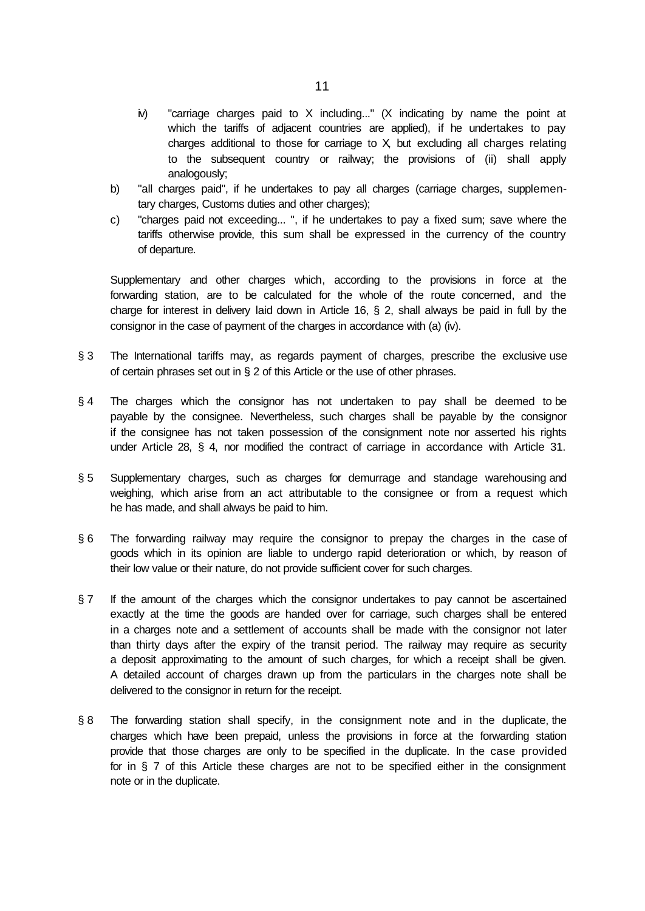iv) "carriage charges paid to X including..." (X indicating by name the point at which the tariffs of adjacent countries are applied), if he undertakes to pay charges additional to those for carriage to X, but excluding all charges relating to the subsequent country or railway; the provisions of (ii) shall apply analogously;

b) "all charges paid", if he undertakes to pay all charges (carriage charges, supplementary charges, Customs duties and other charges);

c) "charges paid not exceeding... ", if he undertakes to pay a fixed sum; save where the tariffs otherwise provide, this sum shall be expressed in the currency of the country of departure.

Supplementary and other charges which, according to the provisions in force at the forwarding station, are to be calculated for the whole of the route concerned, and the charge for interest in delivery laid down in Article 16, § 2, shall always be paid in full by the consignor in the case of payment of the charges in accordance with (a) (iv).

§ 3 The International tariffs may, as regards payment of charges, prescribe the exclusive use of certain phrases set out in § 2 of this Article or the use of other phrases.

§ 4 The charges which the consignor has not undertaken to pay shall be deemed to be payable by the consignee. Nevertheless, such charges shall be payable by the consignor if the consignee has not taken possession of the consignment note nor asserted his rights under Article 28, § 4, nor modified the contract of carriage in accordance with Article 31.

§ 5 Supplementary charges, such as charges for demurrage and standage warehousing and weighing, which arise from an act attributable to the consignee or from a request which he has made, and shall always be paid to him.

§ 6 The forwarding railway may require the consignor to prepay the charges in the case of goods which in its opinion are liable to undergo rapid deterioration or which, by reason of their low value or their nature, do not provide sufficient cover for such charges.

§ 7 If the amount of the charges which the consignor undertakes to pay cannot be ascertained exactly at the time the goods are handed over for carriage, such charges shall be entered in a charges note and a settlement of accounts shall be made with the consignor not later than thirty days after the expiry of the transit period. The railway may require as security a deposit approximating to the amount of such charges, for which a receipt shall be given. A detailed account of charges drawn up from the particulars in the charges note shall be delivered to the consignor in return for the receipt.

§ 8 The forwarding station shall specify, in the consignment note and in the duplicate, the charges which have been prepaid, unless the provisions in force at the forwarding station provide that those charges are only to be specified in the duplicate. In the case provided for in § 7 of this Article these charges are not to be specified either in the consignment note or in the duplicate.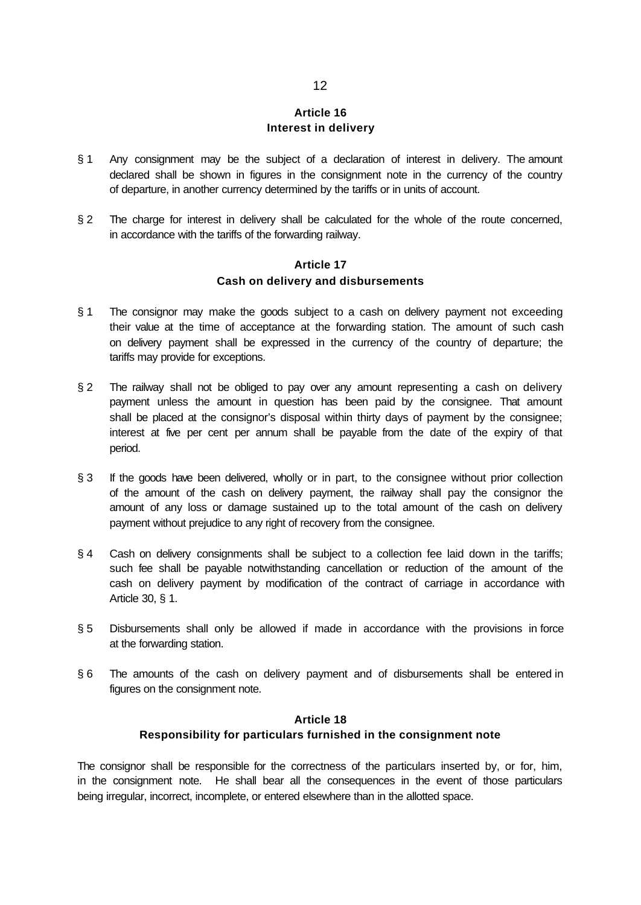## Article 16
## Interest in delivery

§ 1 Any consignment may be the subject of a declaration of interest in delivery. The amount declared shall be shown in figures in the consignment note in the currency of the country of departure, in another currency determined by the tariffs or in units of account.

§ 2 The charge for interest in delivery shall be calculated for the whole of the route concerned, in accordance with the tariffs of the forwarding railway.

## Article 17
## Cash on delivery and disbursements

§ 1 The consignor may make the goods subject to a cash on delivery payment not exceeding their value at the time of acceptance at the forwarding station. The amount of such cash on delivery payment shall be expressed in the currency of the country of departure; the tariffs may provide for exceptions.

§ 2 The railway shall not be obliged to pay over any amount representing a cash on delivery payment unless the amount in question has been paid by the consignee. That amount shall be placed at the consignor's disposal within thirty days of payment by the consignee; interest at five per cent per annum shall be payable from the date of the expiry of that period.

§ 3 If the goods have been delivered, wholly or in part, to the consignee without prior collection of the amount of the cash on delivery payment, the railway shall pay the consignor the amount of any loss or damage sustained up to the total amount of the cash on delivery payment without prejudice to any right of recovery from the consignee.

§ 4 Cash on delivery consignments shall be subject to a collection fee laid down in the tariffs; such fee shall be payable notwithstanding cancellation or reduction of the amount of the cash on delivery payment by modification of the contract of carriage in accordance with Article 30, § 1.

§ 5 Disbursements shall only be allowed if made in accordance with the provisions in force at the forwarding station.

§ 6 The amounts of the cash on delivery payment and of disbursements shall be entered in figures on the consignment note.

## Article 18
## Responsibility for particulars furnished in the consignment note

The consignor shall be responsible for the correctness of the particulars inserted by, or for, him, in the consignment note. He shall bear all the consequences in the event of those particulars being irregular, incorrect, incomplete, or entered elsewhere than in the allotted space.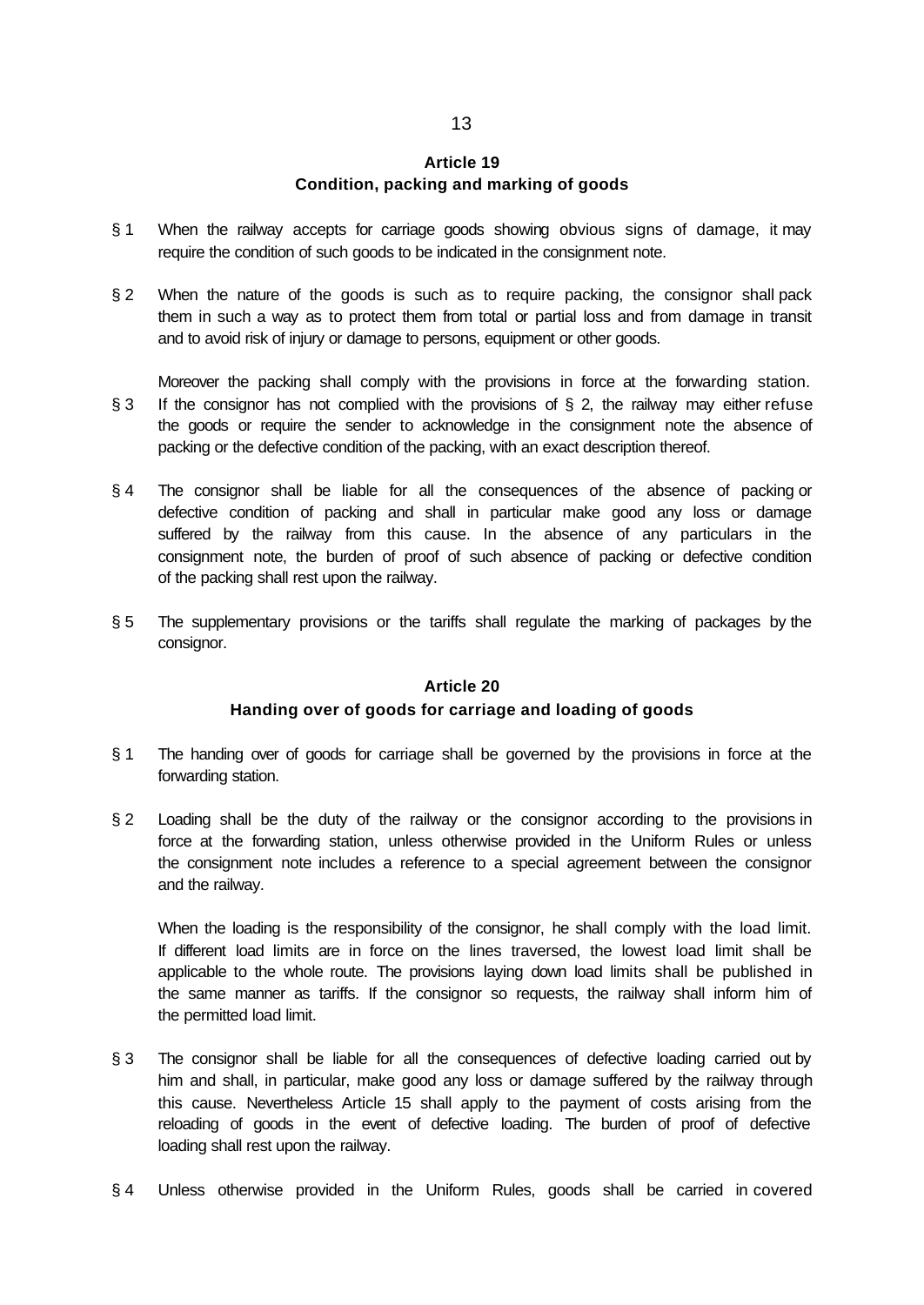## Article 19
## Condition, packing and marking of goods

§ 1 When the railway accepts for carriage goods showing obvious signs of damage, it may require the condition of such goods to be indicated in the consignment note.

§ 2 When the nature of the goods is such as to require packing, the consignor shall pack them in such a way as to protect them from total or partial loss and from damage in transit and to avoid risk of injury or damage to persons, equipment or other goods.

Moreover the packing shall comply with the provisions in force at the forwarding station.

§ 3 If the consignor has not complied with the provisions of § 2, the railway may either refuse the goods or require the sender to acknowledge in the consignment note the absence of packing or the defective condition of the packing, with an exact description thereof.

§ 4 The consignor shall be liable for all the consequences of the absence of packing or defective condition of packing and shall in particular make good any loss or damage suffered by the railway from this cause. In the absence of any particulars in the consignment note, the burden of proof of such absence of packing or defective condition of the packing shall rest upon the railway.

§ 5 The supplementary provisions or the tariffs shall regulate the marking of packages by the consignor.

## Article 20
## Handing over of goods for carriage and loading of goods

§ 1 The handing over of goods for carriage shall be governed by the provisions in force at the forwarding station.

§ 2 Loading shall be the duty of the railway or the consignor according to the provisions in force at the forwarding station, unless otherwise provided in the Uniform Rules or unless the consignment note includes a reference to a special agreement between the consignor and the railway.

When the loading is the responsibility of the consignor, he shall comply with the load limit. If different load limits are in force on the lines traversed, the lowest load limit shall be applicable to the whole route. The provisions laying down load limits shall be published in the same manner as tariffs. If the consignor so requests, the railway shall inform him of the permitted load limit.

§ 3 The consignor shall be liable for all the consequences of defective loading carried out by him and shall, in particular, make good any loss or damage suffered by the railway through this cause. Nevertheless Article 15 shall apply to the payment of costs arising from the reloading of goods in the event of defective loading. The burden of proof of defective loading shall rest upon the railway.

§ 4 Unless otherwise provided in the Uniform Rules, goods shall be carried in covered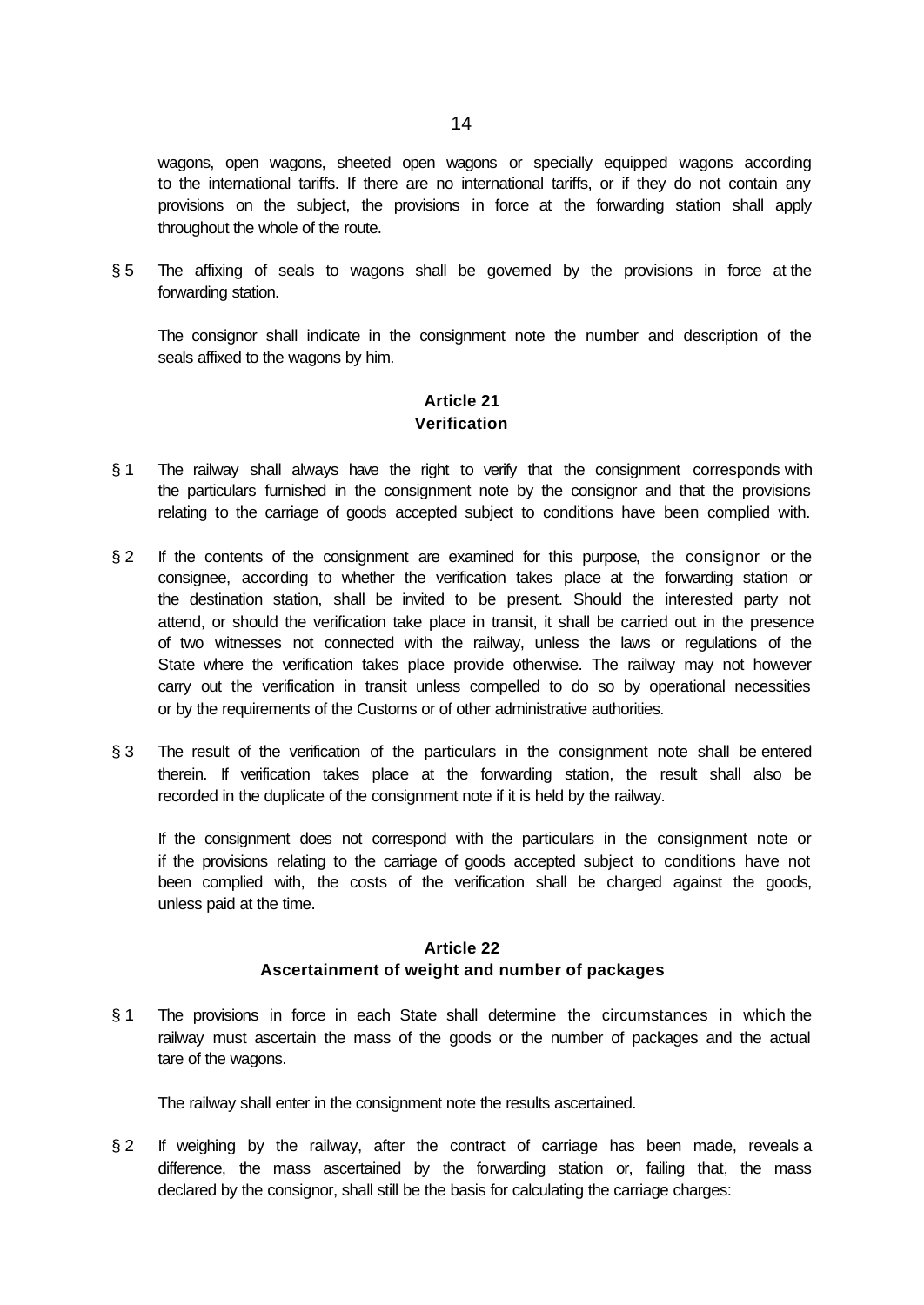wagons, open wagons, sheeted open wagons or specially equipped wagons according to the international tariffs. If there are no international tariffs, or if they do not contain any provisions on the subject, the provisions in force at the forwarding station shall apply throughout the whole of the route.

§ 5 The affixing of seals to wagons shall be governed by the provisions in force at the forwarding station.

The consignor shall indicate in the consignment note the number and description of the seals affixed to the wagons by him.

### Article 21
### Verification

§ 1 The railway shall always have the right to verify that the consignment corresponds with the particulars furnished in the consignment note by the consignor and that the provisions relating to the carriage of goods accepted subject to conditions have been complied with.

§ 2 If the contents of the consignment are examined for this purpose, the consignor or the consignee, according to whether the verification takes place at the forwarding station or the destination station, shall be invited to be present. Should the interested party not attend, or should the verification take place in transit, it shall be carried out in the presence of two witnesses not connected with the railway, unless the laws or regulations of the State where the verification takes place provide otherwise. The railway may not however carry out the verification in transit unless compelled to do so by operational necessities or by the requirements of the Customs or of other administrative authorities.

§ 3 The result of the verification of the particulars in the consignment note shall be entered therein. If verification takes place at the forwarding station, the result shall also be recorded in the duplicate of the consignment note if it is held by the railway.

If the consignment does not correspond with the particulars in the consignment note or if the provisions relating to the carriage of goods accepted subject to conditions have not been complied with, the costs of the verification shall be charged against the goods, unless paid at the time.

### Article 22
### Ascertainment of weight and number of packages

§ 1 The provisions in force in each State shall determine the circumstances in which the railway must ascertain the mass of the goods or the number of packages and the actual tare of the wagons.

The railway shall enter in the consignment note the results ascertained.

§ 2 If weighing by the railway, after the contract of carriage has been made, reveals a difference, the mass ascertained by the forwarding station or, failing that, the mass declared by the consignor, shall still be the basis for calculating the carriage charges: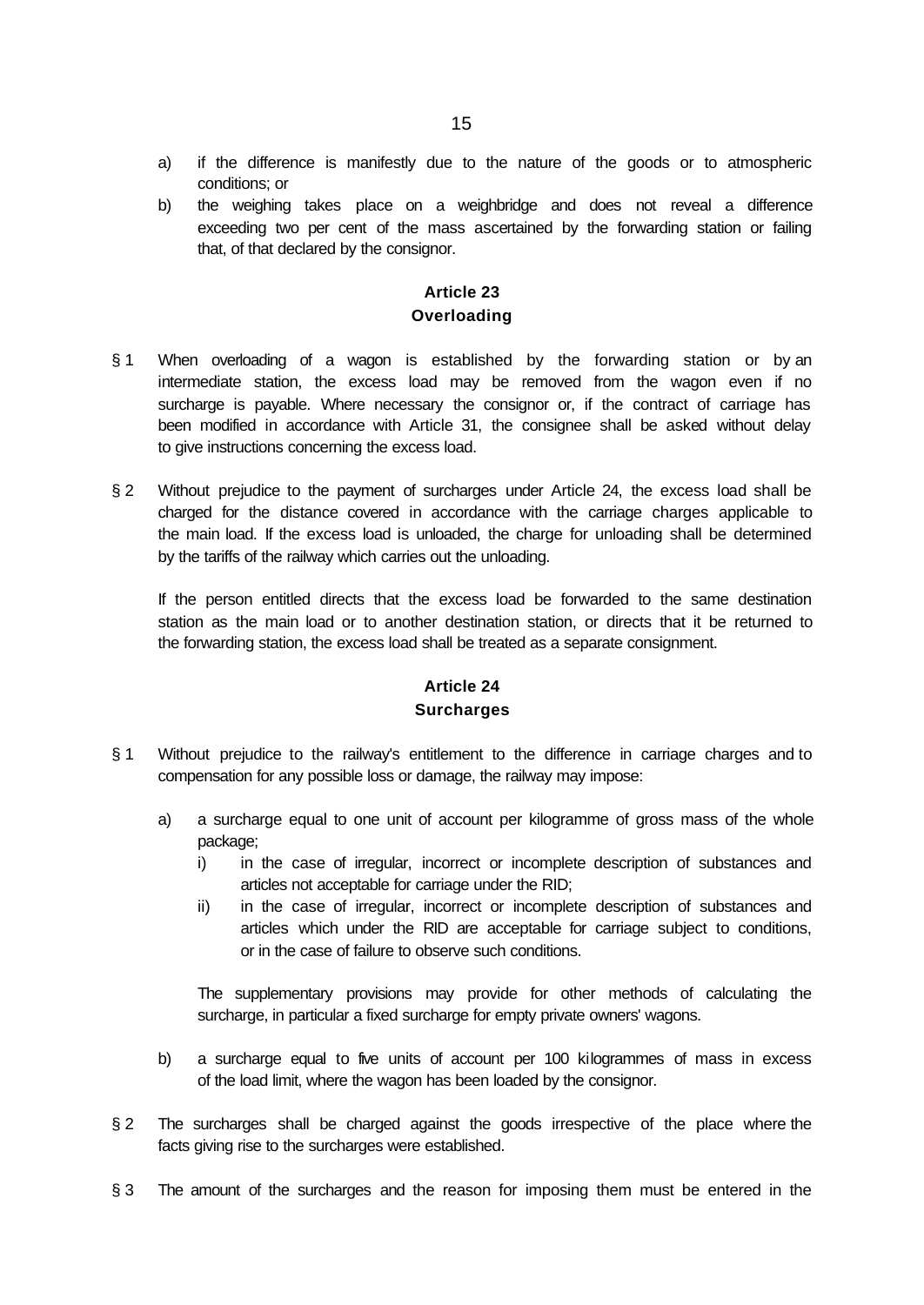a) if the difference is manifestly due to the nature of the goods or to atmospheric conditions; or

b) the weighing takes place on a weighbridge and does not reveal a difference exceeding two per cent of the mass ascertained by the forwarding station or failing that, of that declared by the consignor.

## Article 23
## Overloading

§ 1 When overloading of a wagon is established by the forwarding station or by an intermediate station, the excess load may be removed from the wagon even if no surcharge is payable. Where necessary the consignor or, if the contract of carriage has been modified in accordance with Article 31, the consignee shall be asked without delay to give instructions concerning the excess load.

§ 2 Without prejudice to the payment of surcharges under Article 24, the excess load shall be charged for the distance covered in accordance with the carriage charges applicable to the main load. If the excess load is unloaded, the charge for unloading shall be determined by the tariffs of the railway which carries out the unloading.

If the person entitled directs that the excess load be forwarded to the same destination station as the main load or to another destination station, or directs that it be returned to the forwarding station, the excess load shall be treated as a separate consignment.

## Article 24
## Surcharges

§ 1 Without prejudice to the railway's entitlement to the difference in carriage charges and to compensation for any possible loss or damage, the railway may impose:

a) a surcharge equal to one unit of account per kilogramme of gross mass of the whole package;

   i) in the case of irregular, incorrect or incomplete description of substances and articles not acceptable for carriage under the RID;

   ii) in the case of irregular, incorrect or incomplete description of substances and articles which under the RID are acceptable for carriage subject to conditions, or in the case of failure to observe such conditions.

   The supplementary provisions may provide for other methods of calculating the surcharge, in particular a fixed surcharge for empty private owners' wagons.

b) a surcharge equal to five units of account per 100 kilogrammes of mass in excess of the load limit, where the wagon has been loaded by the consignor.

§ 2 The surcharges shall be charged against the goods irrespective of the place where the facts giving rise to the surcharges were established.

§ 3 The amount of the surcharges and the reason for imposing them must be entered in the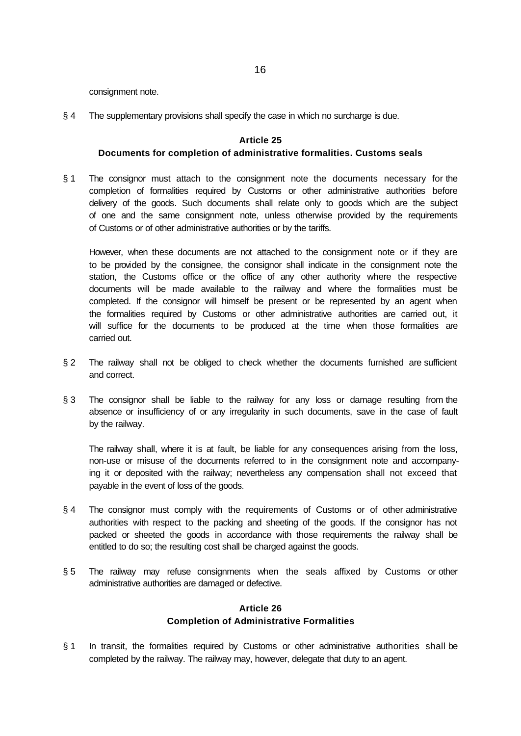consignment note.

§ 4 The supplementary provisions shall specify the case in which no surcharge is due.

## Article 25
## Documents for completion of administrative formalities. Customs seals

§ 1 The consignor must attach to the consignment note the documents necessary for the completion of formalities required by Customs or other administrative authorities before delivery of the goods. Such documents shall relate only to goods which are the subject of one and the same consignment note, unless otherwise provided by the requirements of Customs or of other administrative authorities or by the tariffs.

However, when these documents are not attached to the consignment note or if they are to be provided by the consignee, the consignor shall indicate in the consignment note the station, the Customs office or the office of any other authority where the respective documents will be made available to the railway and where the formalities must be completed. If the consignor will himself be present or be represented by an agent when the formalities required by Customs or other administrative authorities are carried out, it will suffice for the documents to be produced at the time when those formalities are carried out.

§ 2 The railway shall not be obliged to check whether the documents furnished are sufficient and correct.

§ 3 The consignor shall be liable to the railway for any loss or damage resulting from the absence or insufficiency of or any irregularity in such documents, save in the case of fault by the railway.

The railway shall, where it is at fault, be liable for any consequences arising from the loss, non-use or misuse of the documents referred to in the consignment note and accompanying it or deposited with the railway; nevertheless any compensation shall not exceed that payable in the event of loss of the goods.

§ 4 The consignor must comply with the requirements of Customs or of other administrative authorities with respect to the packing and sheeting of the goods. If the consignor has not packed or sheeted the goods in accordance with those requirements the railway shall be entitled to do so; the resulting cost shall be charged against the goods.

§ 5 The railway may refuse consignments when the seals affixed by Customs or other administrative authorities are damaged or defective.

## Article 26
## Completion of Administrative Formalities

§ 1 In transit, the formalities required by Customs or other administrative authorities shall be completed by the railway. The railway may, however, delegate that duty to an agent.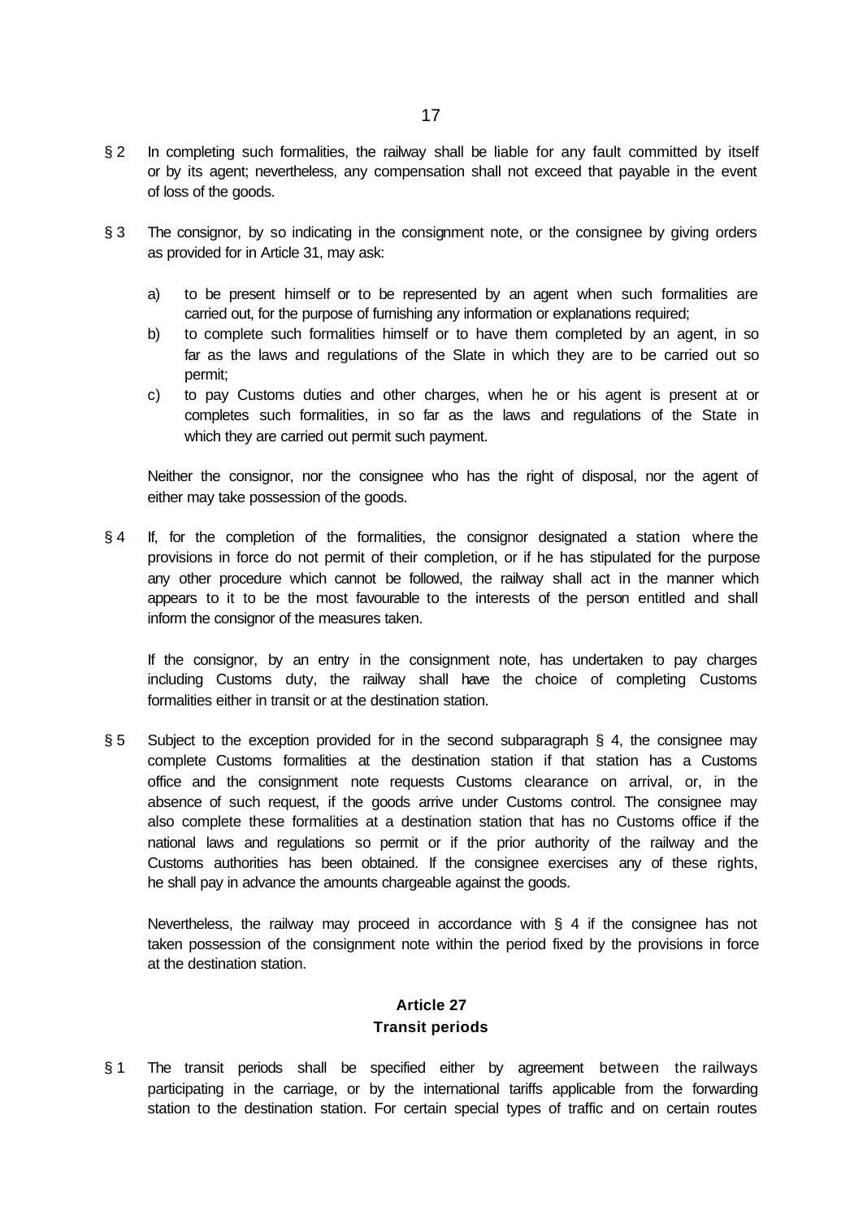§ 2 In completing such formalities, the railway shall be liable for any fault committed by itself or by its agent; nevertheless, any compensation shall not exceed that payable in the event of loss of the goods.

§ 3 The consignor, by so indicating in the consignment note, or the consignee by giving orders as provided for in Article 31, may ask:

a) to be present himself or to be represented by an agent when such formalities are carried out, for the purpose of furnishing any information or explanations required;
b) to complete such formalities himself or to have them completed by an agent, in so far as the laws and regulations of the Slate in which they are to be carried out so permit;
c) to pay Customs duties and other charges, when he or his agent is present at or completes such formalities, in so far as the laws and regulations of the State in which they are carried out permit such payment.

Neither the consignor, nor the consignee who has the right of disposal, nor the agent of either may take possession of the goods.

§ 4 If, for the completion of the formalities, the consignor designated a station where the provisions in force do not permit of their completion, or if he has stipulated for the purpose any other procedure which cannot be followed, the railway shall act in the manner which appears to it to be the most favourable to the interests of the person entitled and shall inform the consignor of the measures taken.

If the consignor, by an entry in the consignment note, has undertaken to pay charges including Customs duty, the railway shall have the choice of completing Customs formalities either in transit or at the destination station.

§ 5 Subject to the exception provided for in the second subparagraph § 4, the consignee may complete Customs formalities at the destination station if that station has a Customs office and the consignment note requests Customs clearance on arrival, or, in the absence of such request, if the goods arrive under Customs control. The consignee may also complete these formalities at a destination station that has no Customs office if the national laws and regulations so permit or if the prior authority of the railway and the Customs authorities has been obtained. If the consignee exercises any of these rights, he shall pay in advance the amounts chargeable against the goods.

Nevertheless, the railway may proceed in accordance with § 4 if the consignee has not taken possession of the consignment note within the period fixed by the provisions in force at the destination station.

## Article 27
## Transit periods

§ 1 The transit periods shall be specified either by agreement between the railways participating in the carriage, or by the international tariffs applicable from the forwarding station to the destination station. For certain special types of traffic and on certain routes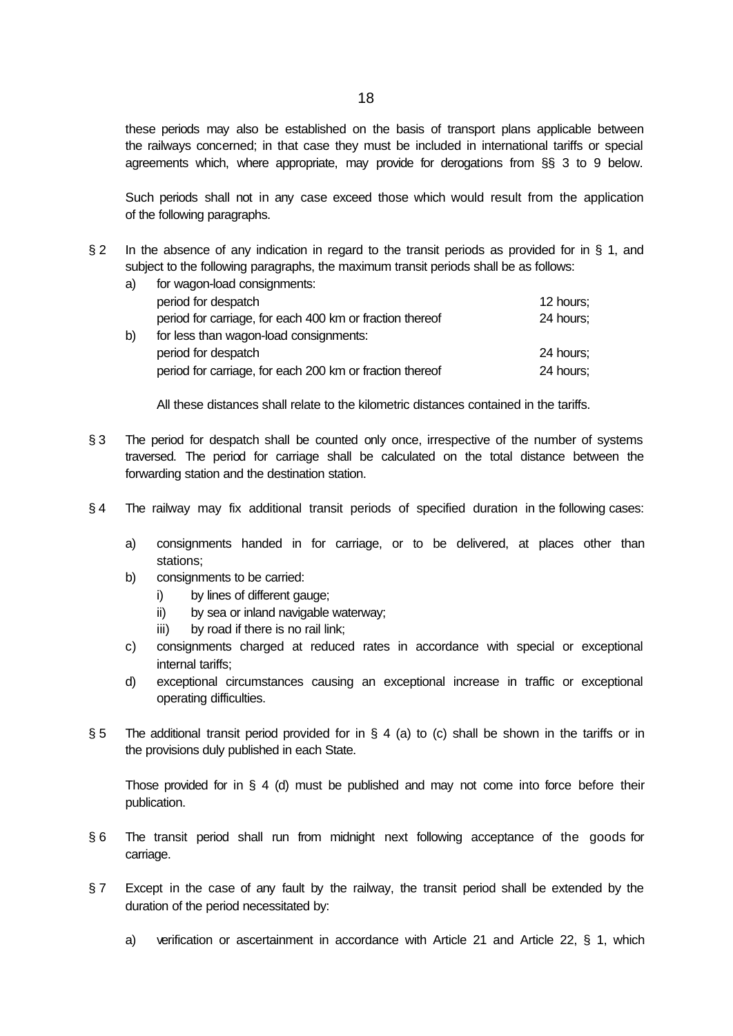these periods may also be established on the basis of transport plans applicable between the railways concerned; in that case they must be included in international tariffs or special agreements which, where appropriate, may provide for derogations from §§ 3 to 9 below.

Such periods shall not in any case exceed those which would result from the application of the following paragraphs.

§ 2 In the absence of any indication in regard to the transit periods as provided for in § 1, and subject to the following paragraphs, the maximum transit periods shall be as follows:

a) for wagon-load consignments:

| | |
|---|---|
| period for despatch | 12 hours; |
| period for carriage, for each 400 km or fraction thereof | 24 hours; |

b) for less than wagon-load consignments:

| | |
|---|---|
| period for despatch | 24 hours; |
| period for carriage, for each 200 km or fraction thereof | 24 hours; |

All these distances shall relate to the kilometric distances contained in the tariffs.

§ 3 The period for despatch shall be counted only once, irrespective of the number of systems traversed. The period for carriage shall be calculated on the total distance between the forwarding station and the destination station.

§ 4 The railway may fix additional transit periods of specified duration in the following cases:

a) consignments handed in for carriage, or to be delivered, at places other than stations;
b) consignments to be carried:
   i) by lines of different gauge;
   ii) by sea or inland navigable waterway;
   iii) by road if there is no rail link;
c) consignments charged at reduced rates in accordance with special or exceptional internal tariffs;
d) exceptional circumstances causing an exceptional increase in traffic or exceptional operating difficulties.

§ 5 The additional transit period provided for in § 4 (a) to (c) shall be shown in the tariffs or in the provisions duly published in each State.

Those provided for in § 4 (d) must be published and may not come into force before their publication.

§ 6 The transit period shall run from midnight next following acceptance of the goods for carriage.

§ 7 Except in the case of any fault by the railway, the transit period shall be extended by the duration of the period necessitated by:

a) verification or ascertainment in accordance with Article 21 and Article 22, § 1, which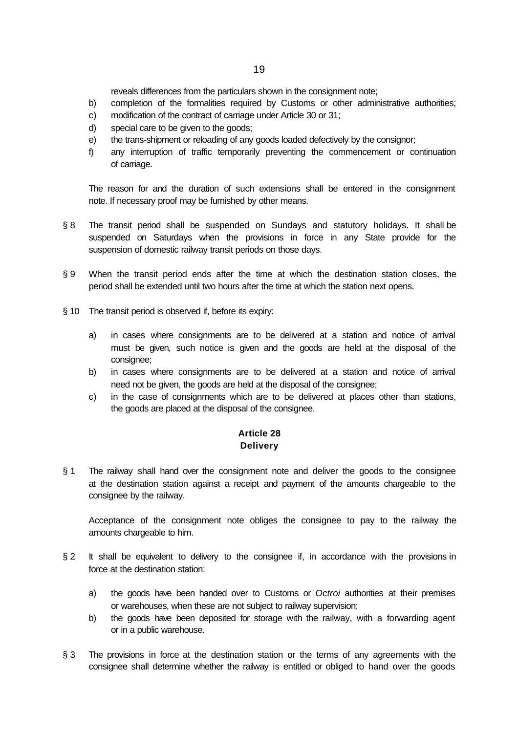reveals differences from the particulars shown in the consignment note;

b) completion of the formalities required by Customs or other administrative authorities;
c) modification of the contract of carriage under Article 30 or 31;
d) special care to be given to the goods;
e) the trans-shipment or reloading of any goods loaded defectively by the consignor;
f) any interruption of traffic temporarily preventing the commencement or continuation of carriage.

The reason for and the duration of such extensions shall be entered in the consignment note. If necessary proof may be furnished by other means.

§ 8 The transit period shall be suspended on Sundays and statutory holidays. It shall be suspended on Saturdays when the provisions in force in any State provide for the suspension of domestic railway transit periods on those days.

§ 9 When the transit period ends after the time at which the destination station closes, the period shall be extended until two hours after the time at which the station next opens.

§ 10 The transit period is observed if, before its expiry:

a) in cases where consignments are to be delivered at a station and notice of arrival must be given, such notice is given and the goods are held at the disposal of the consignee;
b) in cases where consignments are to be delivered at a station and notice of arrival need not be given, the goods are held at the disposal of the consignee;
c) in the case of consignments which are to be delivered at places other than stations, the goods are placed at the disposal of the consignee.

## Article 28
## Delivery

§ 1 The railway shall hand over the consignment note and deliver the goods to the consignee at the destination station against a receipt and payment of the amounts chargeable to the consignee by the railway.

Acceptance of the consignment note obliges the consignee to pay to the railway the amounts chargeable to him.

§ 2 It shall be equivalent to delivery to the consignee if, in accordance with the provisions in force at the destination station:

a) the goods have been handed over to Customs or *Octroi* authorities at their premises or warehouses, when these are not subject to railway supervision;
b) the goods have been deposited for storage with the railway, with a forwarding agent or in a public warehouse.

§ 3 The provisions in force at the destination station or the terms of any agreements with the consignee shall determine whether the railway is entitled or obliged to hand over the goods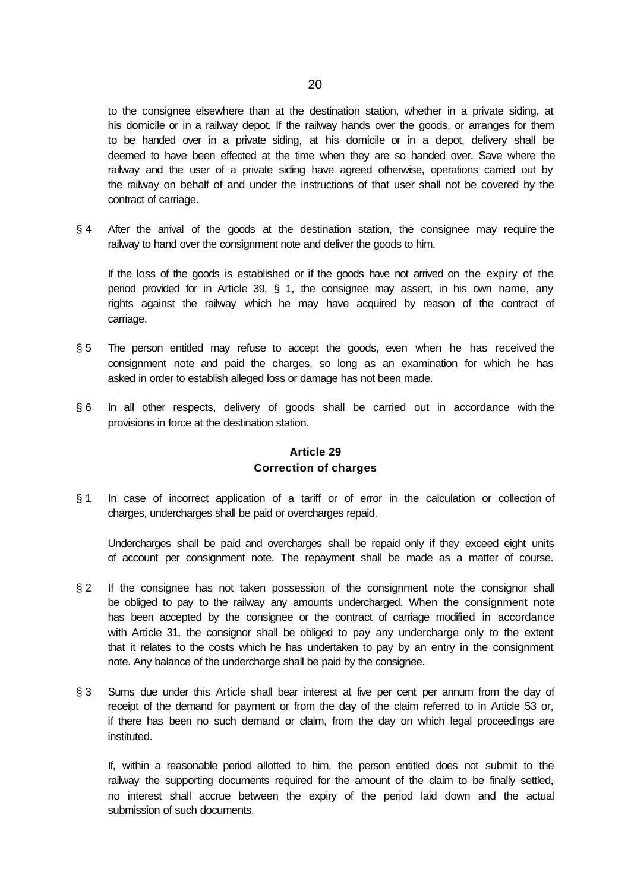to the consignee elsewhere than at the destination station, whether in a private siding, at his domicile or in a railway depot. If the railway hands over the goods, or arranges for them to be handed over in a private siding, at his domicile or in a depot, delivery shall be deemed to have been effected at the time when they are so handed over. Save where the railway and the user of a private siding have agreed otherwise, operations carried out by the railway on behalf of and under the instructions of that user shall not be covered by the contract of carriage.

§ 4 After the arrival of the goods at the destination station, the consignee may require the railway to hand over the consignment note and deliver the goods to him.

If the loss of the goods is established or if the goods have not arrived on the expiry of the period provided for in Article 39, § 1, the consignee may assert, in his own name, any rights against the railway which he may have acquired by reason of the contract of carriage.

§ 5 The person entitled may refuse to accept the goods, even when he has received the consignment note and paid the charges, so long as an examination for which he has asked in order to establish alleged loss or damage has not been made.

§ 6 In all other respects, delivery of goods shall be carried out in accordance with the provisions in force at the destination station.

**Article 29**
**Correction of charges**

§ 1 In case of incorrect application of a tariff or of error in the calculation or collection of charges, undercharges shall be paid or overcharges repaid.

Undercharges shall be paid and overcharges shall be repaid only if they exceed eight units of account per consignment note. The repayment shall be made as a matter of course.

§ 2 If the consignee has not taken possession of the consignment note the consignor shall be obliged to pay to the railway any amounts undercharged. When the consignment note has been accepted by the consignee or the contract of carriage modified in accordance with Article 31, the consignor shall be obliged to pay any undercharge only to the extent that it relates to the costs which he has undertaken to pay by an entry in the consignment note. Any balance of the undercharge shall be paid by the consignee.

§ 3 Sums due under this Article shall bear interest at five per cent per annum from the day of receipt of the demand for payment or from the day of the claim referred to in Article 53 or, if there has been no such demand or claim, from the day on which legal proceedings are instituted.

If, within a reasonable period allotted to him, the person entitled does not submit to the railway the supporting documents required for the amount of the claim to be finally settled, no interest shall accrue between the expiry of the period laid down and the actual submission of such documents.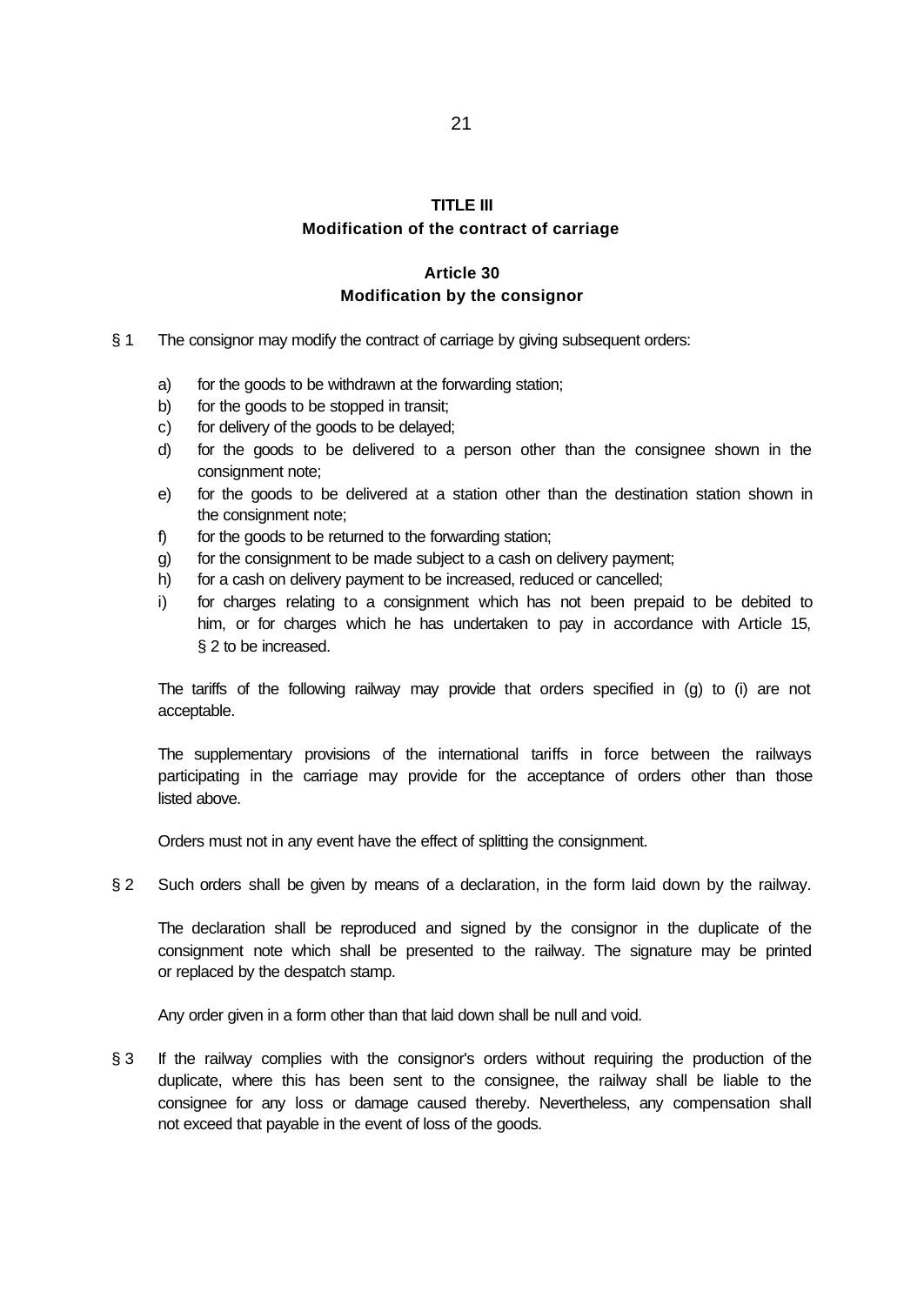## TITLE III
## Modification of the contract of carriage

### Article 30
### Modification by the consignor

§ 1 The consignor may modify the contract of carriage by giving subsequent orders:

a) for the goods to be withdrawn at the forwarding station;
b) for the goods to be stopped in transit;
c) for delivery of the goods to be delayed;
d) for the goods to be delivered to a person other than the consignee shown in the consignment note;
e) for the goods to be delivered at a station other than the destination station shown in the consignment note;
f) for the goods to be returned to the forwarding station;
g) for the consignment to be made subject to a cash on delivery payment;
h) for a cash on delivery payment to be increased, reduced or cancelled;
i) for charges relating to a consignment which has not been prepaid to be debited to him, or for charges which he has undertaken to pay in accordance with Article 15, § 2 to be increased.

The tariffs of the following railway may provide that orders specified in (g) to (i) are not acceptable.

The supplementary provisions of the international tariffs in force between the railways participating in the carriage may provide for the acceptance of orders other than those listed above.

Orders must not in any event have the effect of splitting the consignment.

§ 2 Such orders shall be given by means of a declaration, in the form laid down by the railway.

The declaration shall be reproduced and signed by the consignor in the duplicate of the consignment note which shall be presented to the railway. The signature may be printed or replaced by the despatch stamp.

Any order given in a form other than that laid down shall be null and void.

§ 3 If the railway complies with the consignor's orders without requiring the production of the duplicate, where this has been sent to the consignee, the railway shall be liable to the consignee for any loss or damage caused thereby. Nevertheless, any compensation shall not exceed that payable in the event of loss of the goods.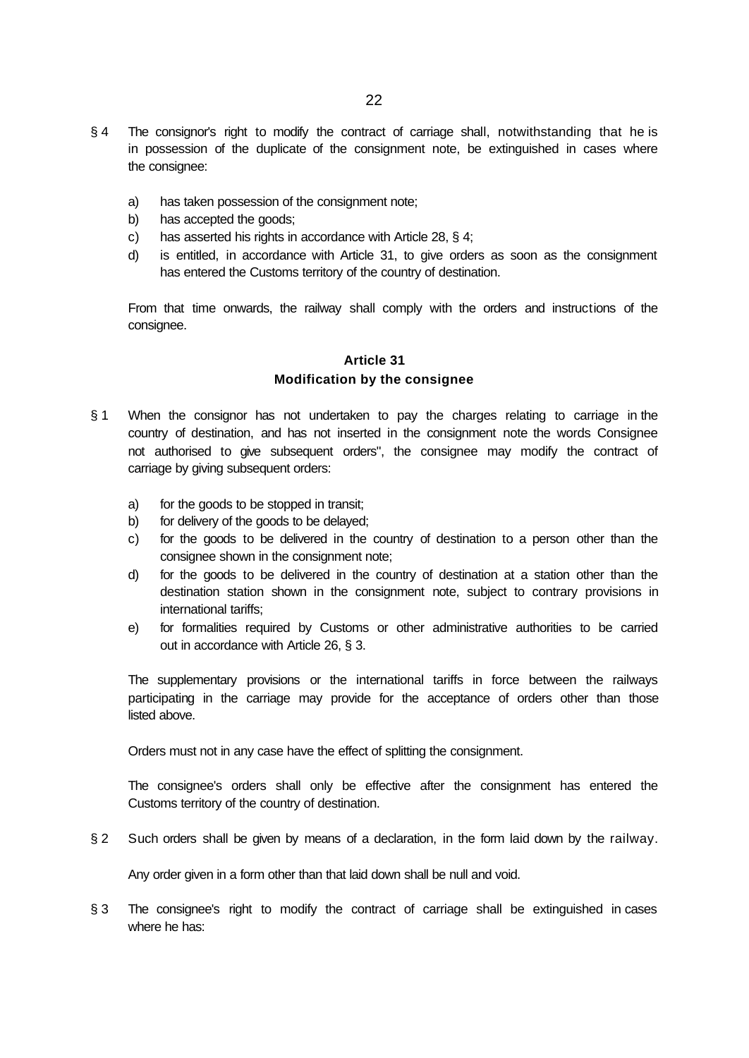§ 4 The consignor's right to modify the contract of carriage shall, notwithstanding that he is in possession of the duplicate of the consignment note, be extinguished in cases where the consignee:

a) has taken possession of the consignment note;
b) has accepted the goods;
c) has asserted his rights in accordance with Article 28, § 4;
d) is entitled, in accordance with Article 31, to give orders as soon as the consignment has entered the Customs territory of the country of destination.

From that time onwards, the railway shall comply with the orders and instructions of the consignee.

### Article 31
### Modification by the consignee

§ 1 When the consignor has not undertaken to pay the charges relating to carriage in the country of destination, and has not inserted in the consignment note the words Consignee not authorised to give subsequent orders", the consignee may modify the contract of carriage by giving subsequent orders:

a) for the goods to be stopped in transit;
b) for delivery of the goods to be delayed;
c) for the goods to be delivered in the country of destination to a person other than the consignee shown in the consignment note;
d) for the goods to be delivered in the country of destination at a station other than the destination station shown in the consignment note, subject to contrary provisions in international tariffs;
e) for formalities required by Customs or other administrative authorities to be carried out in accordance with Article 26, § 3.

The supplementary provisions or the international tariffs in force between the railways participating in the carriage may provide for the acceptance of orders other than those listed above.

Orders must not in any case have the effect of splitting the consignment.

The consignee's orders shall only be effective after the consignment has entered the Customs territory of the country of destination.

§ 2 Such orders shall be given by means of a declaration, in the form laid down by the railway.

Any order given in a form other than that laid down shall be null and void.

§ 3 The consignee's right to modify the contract of carriage shall be extinguished in cases where he has: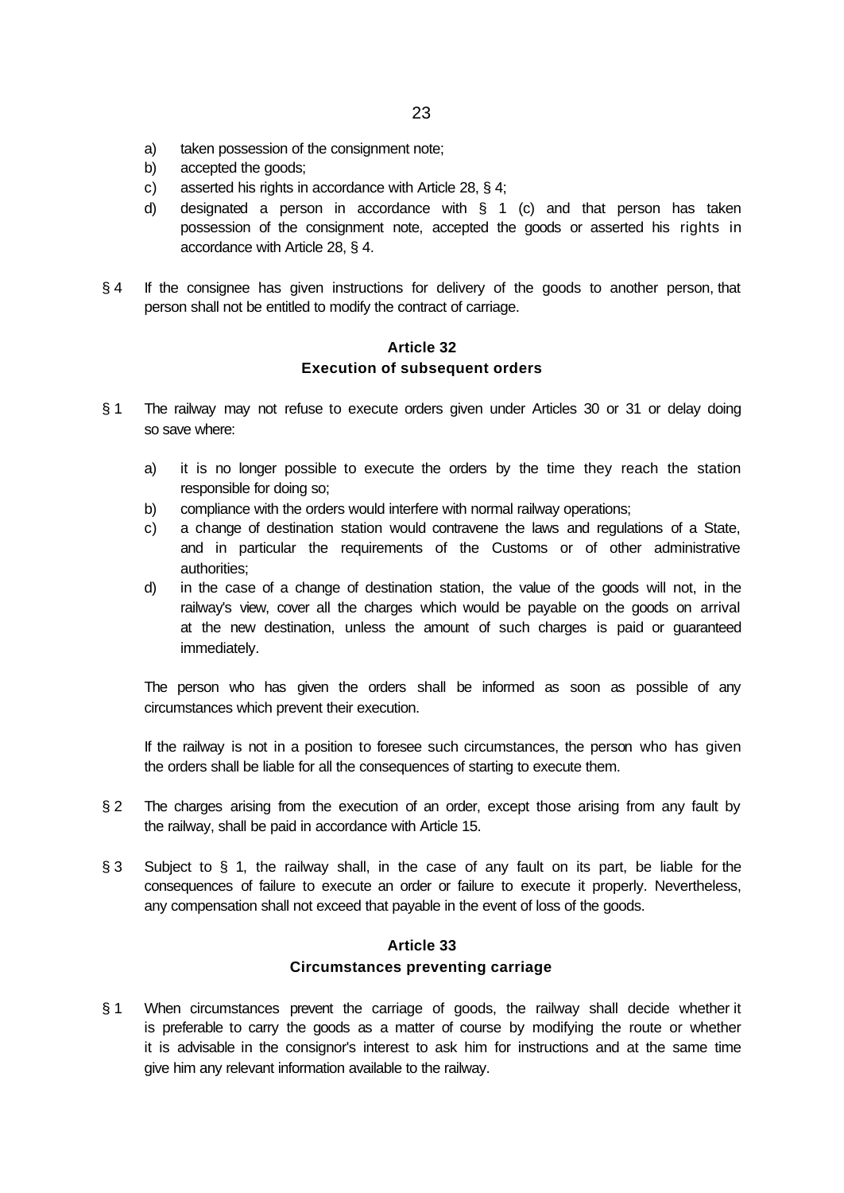a) taken possession of the consignment note;
b) accepted the goods;
c) asserted his rights in accordance with Article 28, § 4;
d) designated a person in accordance with § 1 (c) and that person has taken possession of the consignment note, accepted the goods or asserted his rights in accordance with Article 28, § 4.

§ 4 If the consignee has given instructions for delivery of the goods to another person, that person shall not be entitled to modify the contract of carriage.

### Article 32
### Execution of subsequent orders

§ 1 The railway may not refuse to execute orders given under Articles 30 or 31 or delay doing so save where:

a) it is no longer possible to execute the orders by the time they reach the station responsible for doing so;
b) compliance with the orders would interfere with normal railway operations;
c) a change of destination station would contravene the laws and regulations of a State, and in particular the requirements of the Customs or of other administrative authorities;
d) in the case of a change of destination station, the value of the goods will not, in the railway's view, cover all the charges which would be payable on the goods on arrival at the new destination, unless the amount of such charges is paid or guaranteed immediately.

The person who has given the orders shall be informed as soon as possible of any circumstances which prevent their execution.

If the railway is not in a position to foresee such circumstances, the person who has given the orders shall be liable for all the consequences of starting to execute them.

§ 2 The charges arising from the execution of an order, except those arising from any fault by the railway, shall be paid in accordance with Article 15.

§ 3 Subject to § 1, the railway shall, in the case of any fault on its part, be liable for the consequences of failure to execute an order or failure to execute it properly. Nevertheless, any compensation shall not exceed that payable in the event of loss of the goods.

### Article 33
### Circumstances preventing carriage

§ 1 When circumstances prevent the carriage of goods, the railway shall decide whether it is preferable to carry the goods as a matter of course by modifying the route or whether it is advisable in the consignor's interest to ask him for instructions and at the same time give him any relevant information available to the railway.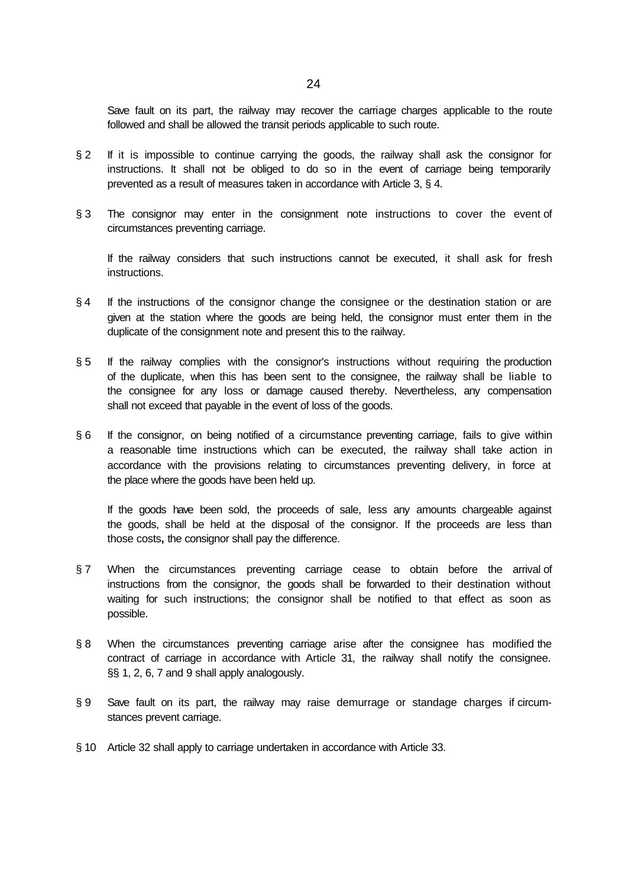Save fault on its part, the railway may recover the carriage charges applicable to the route followed and shall be allowed the transit periods applicable to such route.

§ 2 If it is impossible to continue carrying the goods, the railway shall ask the consignor for instructions. It shall not be obliged to do so in the event of carriage being temporarily prevented as a result of measures taken in accordance with Article 3, § 4.

§ 3 The consignor may enter in the consignment note instructions to cover the event of circumstances preventing carriage.

If the railway considers that such instructions cannot be executed, it shall ask for fresh instructions.

§ 4 If the instructions of the consignor change the consignee or the destination station or are given at the station where the goods are being held, the consignor must enter them in the duplicate of the consignment note and present this to the railway.

§ 5 If the railway complies with the consignor's instructions without requiring the production of the duplicate, when this has been sent to the consignee, the railway shall be liable to the consignee for any loss or damage caused thereby. Nevertheless, any compensation shall not exceed that payable in the event of loss of the goods.

§ 6 If the consignor, on being notified of a circumstance preventing carriage, fails to give within a reasonable time instructions which can be executed, the railway shall take action in accordance with the provisions relating to circumstances preventing delivery, in force at the place where the goods have been held up.

If the goods have been sold, the proceeds of sale, less any amounts chargeable against the goods, shall be held at the disposal of the consignor. If the proceeds are less than those costs**,** the consignor shall pay the difference.

§ 7 When the circumstances preventing carriage cease to obtain before the arrival of instructions from the consignor, the goods shall be forwarded to their destination without waiting for such instructions; the consignor shall be notified to that effect as soon as possible.

§ 8 When the circumstances preventing carriage arise after the consignee has modified the contract of carriage in accordance with Article 31, the railway shall notify the consignee. §§ 1, 2, 6, 7 and 9 shall apply analogously.

§ 9 Save fault on its part, the railway may raise demurrage or standage charges if circumstances prevent carriage.

§ 10 Article 32 shall apply to carriage undertaken in accordance with Article 33.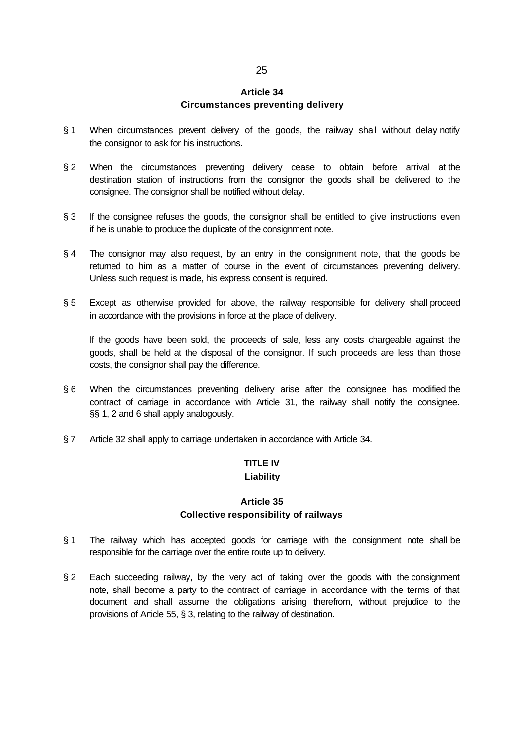**Article 34**
**Circumstances preventing delivery**

§ 1 When circumstances prevent delivery of the goods, the railway shall without delay notify the consignor to ask for his instructions.

§ 2 When the circumstances preventing delivery cease to obtain before arrival at the destination station of instructions from the consignor the goods shall be delivered to the consignee. The consignor shall be notified without delay.

§ 3 If the consignee refuses the goods, the consignor shall be entitled to give instructions even if he is unable to produce the duplicate of the consignment note.

§ 4 The consignor may also request, by an entry in the consignment note, that the goods be returned to him as a matter of course in the event of circumstances preventing delivery. Unless such request is made, his express consent is required.

§ 5 Except as otherwise provided for above, the railway responsible for delivery shall proceed in accordance with the provisions in force at the place of delivery.

If the goods have been sold, the proceeds of sale, less any costs chargeable against the goods, shall be held at the disposal of the consignor. If such proceeds are less than those costs, the consignor shall pay the difference.

§ 6 When the circumstances preventing delivery arise after the consignee has modified the contract of carriage in accordance with Article 31, the railway shall notify the consignee. §§ 1, 2 and 6 shall apply analogously.

§ 7 Article 32 shall apply to carriage undertaken in accordance with Article 34.

**TITLE IV**
**Liability**

**Article 35**
**Collective responsibility of railways**

§ 1 The railway which has accepted goods for carriage with the consignment note shall be responsible for the carriage over the entire route up to delivery.

§ 2 Each succeeding railway, by the very act of taking over the goods with the consignment note, shall become a party to the contract of carriage in accordance with the terms of that document and shall assume the obligations arising therefrom, without prejudice to the provisions of Article 55, § 3, relating to the railway of destination.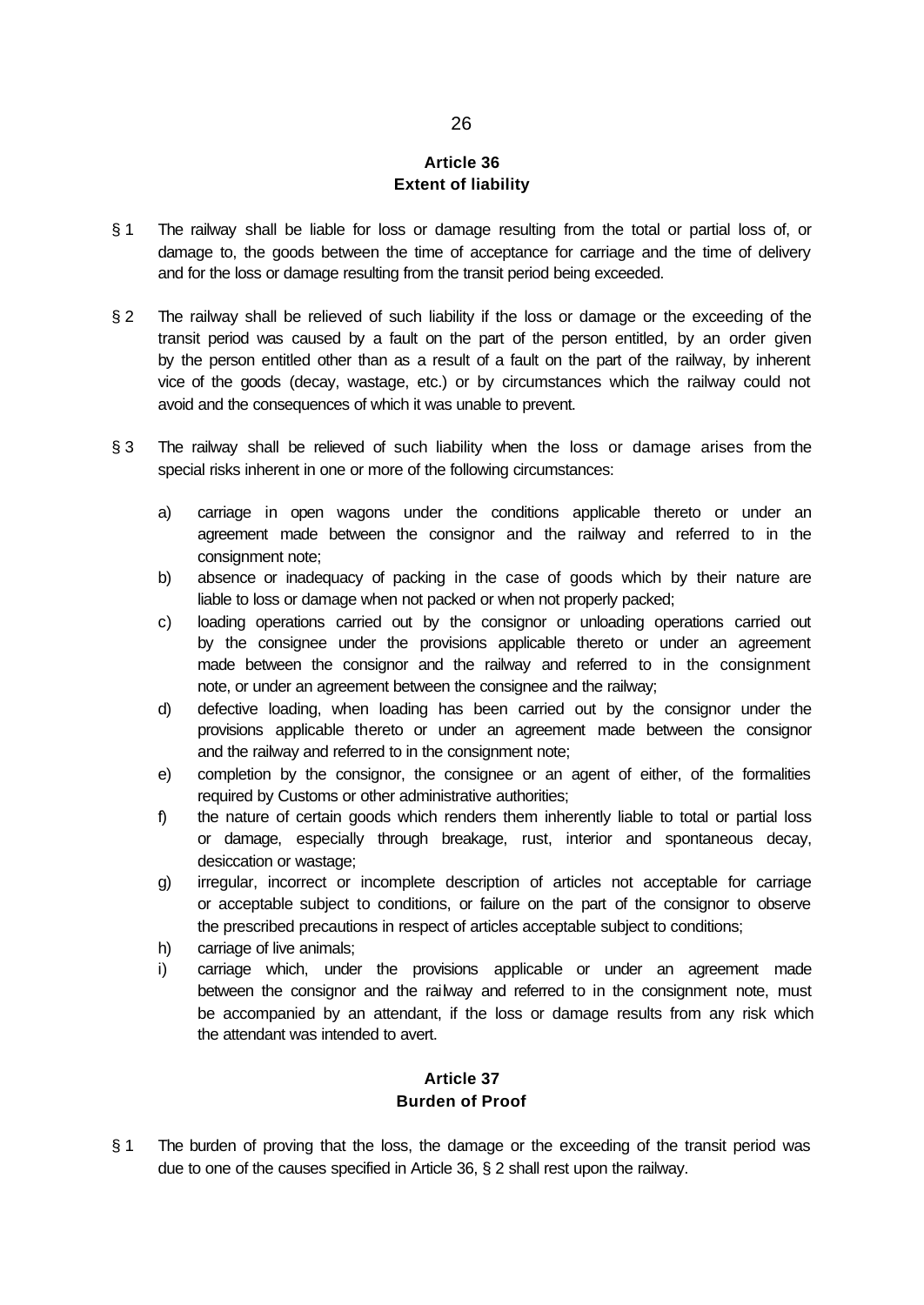## Article 36
## Extent of liability

§ 1 The railway shall be liable for loss or damage resulting from the total or partial loss of, or damage to, the goods between the time of acceptance for carriage and the time of delivery and for the loss or damage resulting from the transit period being exceeded.

§ 2 The railway shall be relieved of such liability if the loss or damage or the exceeding of the transit period was caused by a fault on the part of the person entitled, by an order given by the person entitled other than as a result of a fault on the part of the railway, by inherent vice of the goods (decay, wastage, etc.) or by circumstances which the railway could not avoid and the consequences of which it was unable to prevent.

§ 3 The railway shall be relieved of such liability when the loss or damage arises from the special risks inherent in one or more of the following circumstances:

a) carriage in open wagons under the conditions applicable thereto or under an agreement made between the consignor and the railway and referred to in the consignment note;
b) absence or inadequacy of packing in the case of goods which by their nature are liable to loss or damage when not packed or when not properly packed;
c) loading operations carried out by the consignor or unloading operations carried out by the consignee under the provisions applicable thereto or under an agreement made between the consignor and the railway and referred to in the consignment note, or under an agreement between the consignee and the railway;
d) defective loading, when loading has been carried out by the consignor under the provisions applicable thereto or under an agreement made between the consignor and the railway and referred to in the consignment note;
e) completion by the consignor, the consignee or an agent of either, of the formalities required by Customs or other administrative authorities;
f) the nature of certain goods which renders them inherently liable to total or partial loss or damage, especially through breakage, rust, interior and spontaneous decay, desiccation or wastage;
g) irregular, incorrect or incomplete description of articles not acceptable for carriage or acceptable subject to conditions, or failure on the part of the consignor to observe the prescribed precautions in respect of articles acceptable subject to conditions;
h) carriage of live animals;
i) carriage which, under the provisions applicable or under an agreement made between the consignor and the railway and referred to in the consignment note, must be accompanied by an attendant, if the loss or damage results from any risk which the attendant was intended to avert.

## Article 37
## Burden of Proof

§ 1 The burden of proving that the loss, the damage or the exceeding of the transit period was due to one of the causes specified in Article 36, § 2 shall rest upon the railway.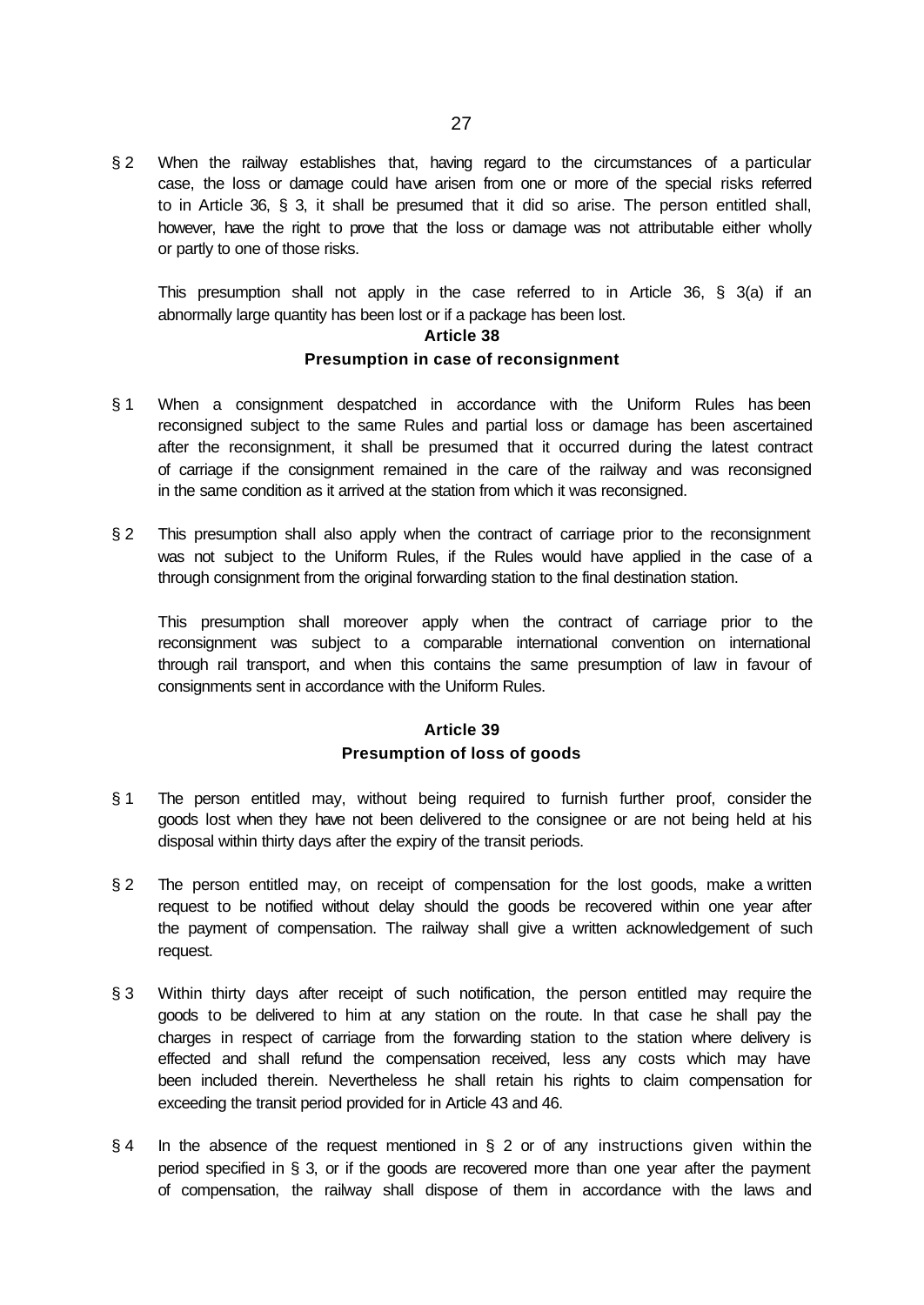§ 2 When the railway establishes that, having regard to the circumstances of a particular case, the loss or damage could have arisen from one or more of the special risks referred to in Article 36, § 3, it shall be presumed that it did so arise. The person entitled shall, however, have the right to prove that the loss or damage was not attributable either wholly or partly to one of those risks.

This presumption shall not apply in the case referred to in Article 36, § 3(a) if an abnormally large quantity has been lost or if a package has been lost.

### Article 38
### Presumption in case of reconsignment

§ 1 When a consignment despatched in accordance with the Uniform Rules has been reconsigned subject to the same Rules and partial loss or damage has been ascertained after the reconsignment, it shall be presumed that it occurred during the latest contract of carriage if the consignment remained in the care of the railway and was reconsigned in the same condition as it arrived at the station from which it was reconsigned.

§ 2 This presumption shall also apply when the contract of carriage prior to the reconsignment was not subject to the Uniform Rules, if the Rules would have applied in the case of a through consignment from the original forwarding station to the final destination station.

This presumption shall moreover apply when the contract of carriage prior to the reconsignment was subject to a comparable international convention on international through rail transport, and when this contains the same presumption of law in favour of consignments sent in accordance with the Uniform Rules.

### Article 39
### Presumption of loss of goods

§ 1 The person entitled may, without being required to furnish further proof, consider the goods lost when they have not been delivered to the consignee or are not being held at his disposal within thirty days after the expiry of the transit periods.

§ 2 The person entitled may, on receipt of compensation for the lost goods, make a written request to be notified without delay should the goods be recovered within one year after the payment of compensation. The railway shall give a written acknowledgement of such request.

§ 3 Within thirty days after receipt of such notification, the person entitled may require the goods to be delivered to him at any station on the route. In that case he shall pay the charges in respect of carriage from the forwarding station to the station where delivery is effected and shall refund the compensation received, less any costs which may have been included therein. Nevertheless he shall retain his rights to claim compensation for exceeding the transit period provided for in Article 43 and 46.

§ 4 In the absence of the request mentioned in § 2 or of any instructions given within the period specified in § 3, or if the goods are recovered more than one year after the payment of compensation, the railway shall dispose of them in accordance with the laws and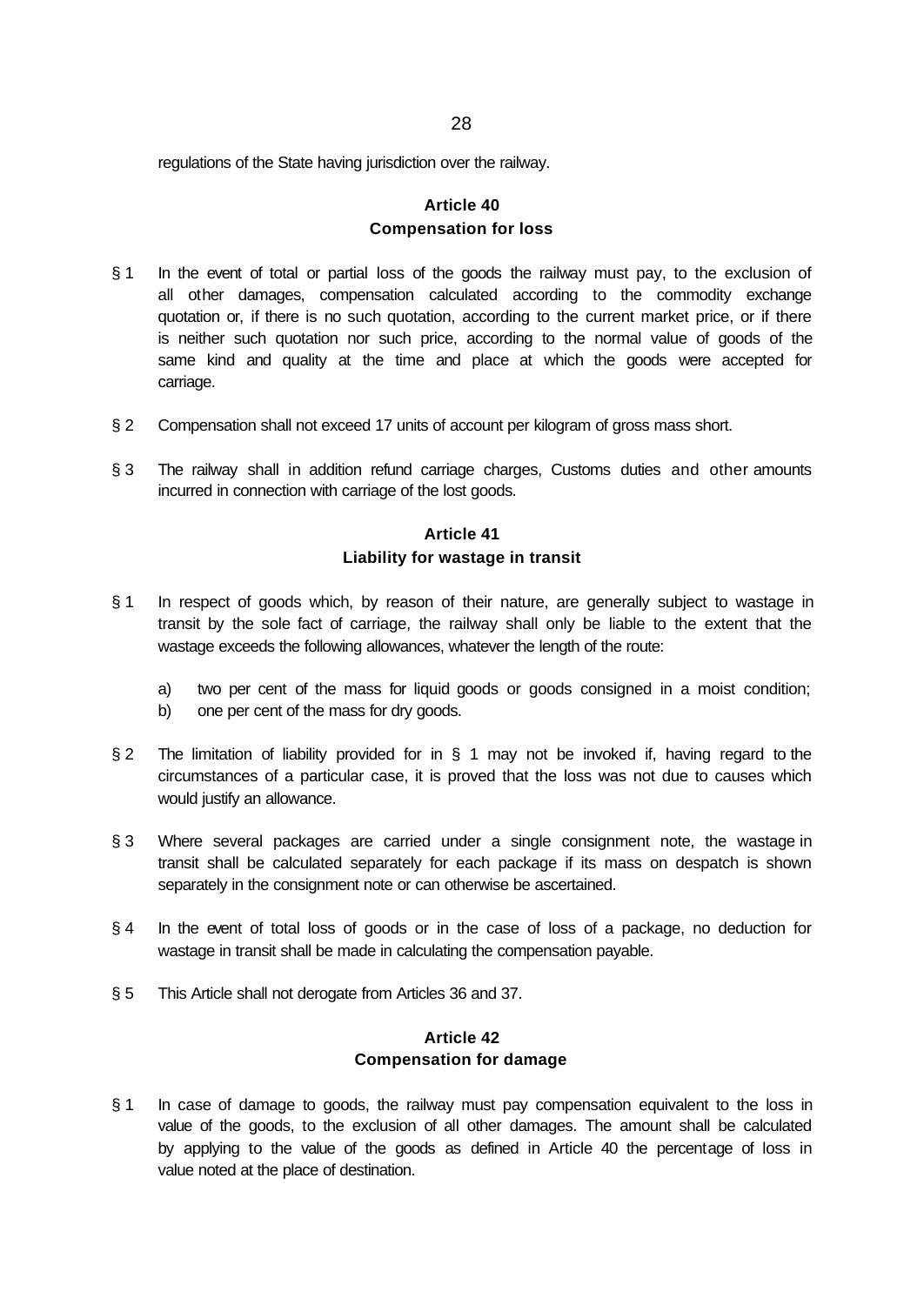regulations of the State having jurisdiction over the railway.

### Article 40
### Compensation for loss

§ 1 In the event of total or partial loss of the goods the railway must pay, to the exclusion of all other damages, compensation calculated according to the commodity exchange quotation or, if there is no such quotation, according to the current market price, or if there is neither such quotation nor such price, according to the normal value of goods of the same kind and quality at the time and place at which the goods were accepted for carriage.

§ 2 Compensation shall not exceed 17 units of account per kilogram of gross mass short.

§ 3 The railway shall in addition refund carriage charges, Customs duties and other amounts incurred in connection with carriage of the lost goods.

### Article 41
### Liability for wastage in transit

§ 1 In respect of goods which, by reason of their nature, are generally subject to wastage in transit by the sole fact of carriage, the railway shall only be liable to the extent that the wastage exceeds the following allowances, whatever the length of the route:

a) two per cent of the mass for liquid goods or goods consigned in a moist condition;
b) one per cent of the mass for dry goods.

§ 2 The limitation of liability provided for in § 1 may not be invoked if, having regard to the circumstances of a particular case, it is proved that the loss was not due to causes which would justify an allowance.

§ 3 Where several packages are carried under a single consignment note, the wastage in transit shall be calculated separately for each package if its mass on despatch is shown separately in the consignment note or can otherwise be ascertained.

§ 4 In the event of total loss of goods or in the case of loss of a package, no deduction for wastage in transit shall be made in calculating the compensation payable.

§ 5 This Article shall not derogate from Articles 36 and 37.

### Article 42
### Compensation for damage

§ 1 In case of damage to goods, the railway must pay compensation equivalent to the loss in value of the goods, to the exclusion of all other damages. The amount shall be calculated by applying to the value of the goods as defined in Article 40 the percentage of loss in value noted at the place of destination.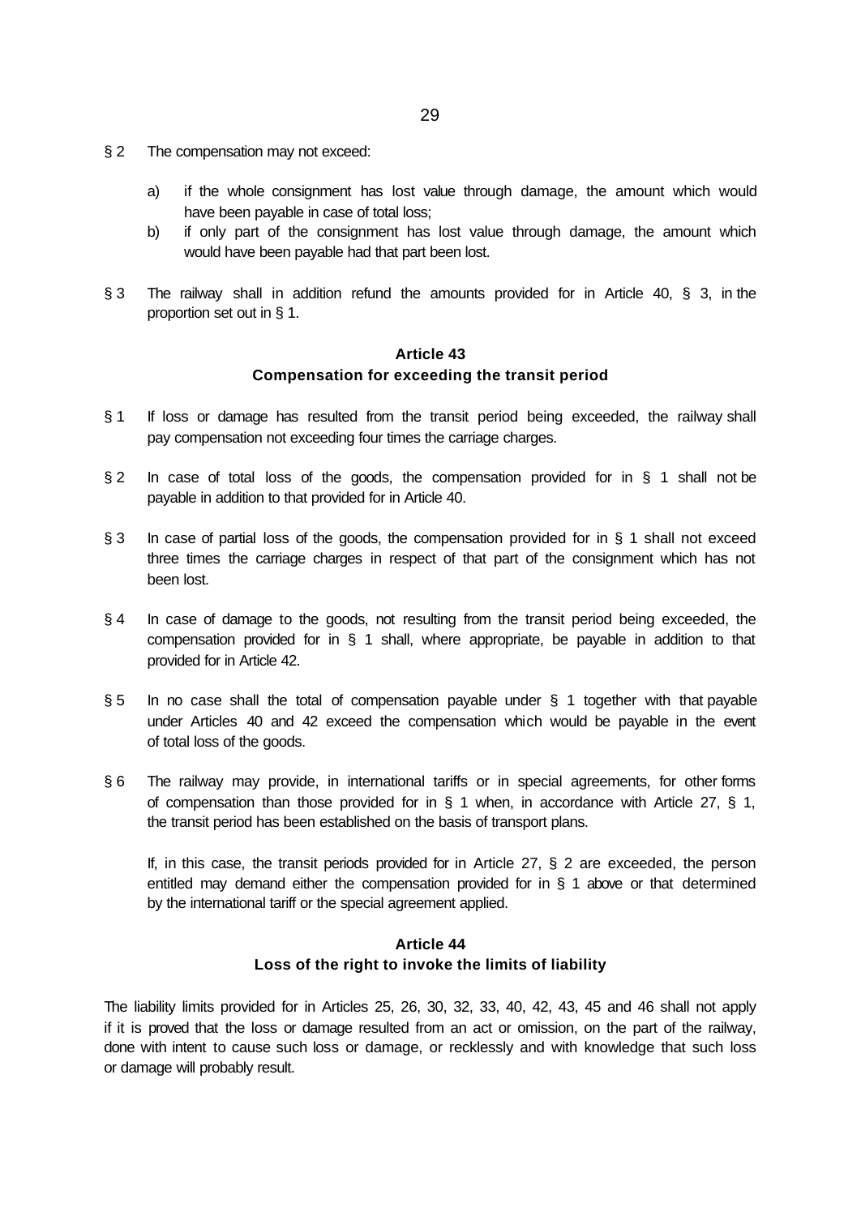§ 2 The compensation may not exceed:

a) if the whole consignment has lost value through damage, the amount which would have been payable in case of total loss;
b) if only part of the consignment has lost value through damage, the amount which would have been payable had that part been lost.

§ 3 The railway shall in addition refund the amounts provided for in Article 40, § 3, in the proportion set out in § 1.

### Article 43
### Compensation for exceeding the transit period

§ 1 If loss or damage has resulted from the transit period being exceeded, the railway shall pay compensation not exceeding four times the carriage charges.

§ 2 In case of total loss of the goods, the compensation provided for in § 1 shall not be payable in addition to that provided for in Article 40.

§ 3 In case of partial loss of the goods, the compensation provided for in § 1 shall not exceed three times the carriage charges in respect of that part of the consignment which has not been lost.

§ 4 In case of damage to the goods, not resulting from the transit period being exceeded, the compensation provided for in § 1 shall, where appropriate, be payable in addition to that provided for in Article 42.

§ 5 In no case shall the total of compensation payable under § 1 together with that payable under Articles 40 and 42 exceed the compensation which would be payable in the event of total loss of the goods.

§ 6 The railway may provide, in international tariffs or in special agreements, for other forms of compensation than those provided for in § 1 when, in accordance with Article 27, § 1, the transit period has been established on the basis of transport plans.

If, in this case, the transit periods provided for in Article 27, § 2 are exceeded, the person entitled may demand either the compensation provided for in § 1 above or that determined by the international tariff or the special agreement applied.

### Article 44
### Loss of the right to invoke the limits of liability

The liability limits provided for in Articles 25, 26, 30, 32, 33, 40, 42, 43, 45 and 46 shall not apply if it is proved that the loss or damage resulted from an act or omission, on the part of the railway, done with intent to cause such loss or damage, or recklessly and with knowledge that such loss or damage will probably result.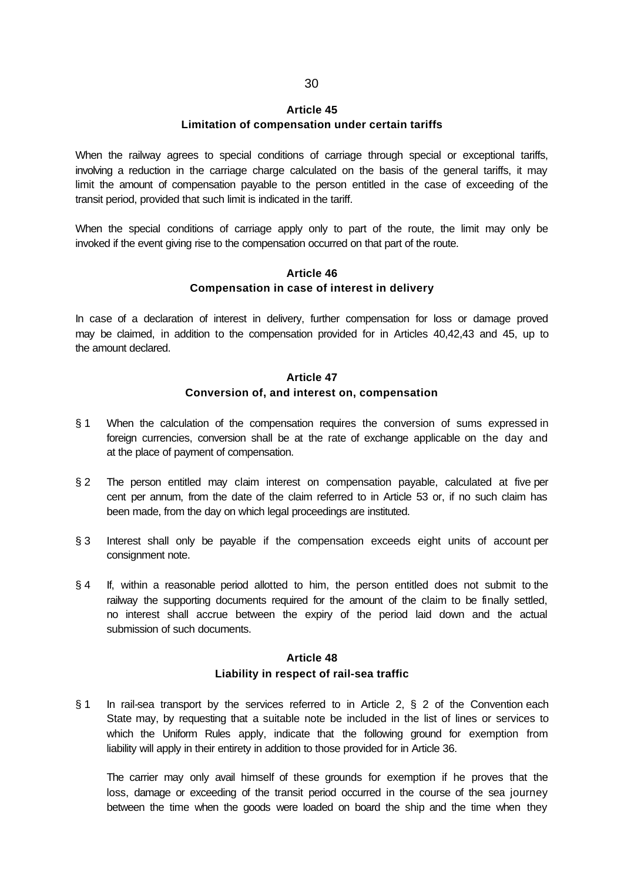## Article 45
### Limitation of compensation under certain tariffs

When the railway agrees to special conditions of carriage through special or exceptional tariffs, involving a reduction in the carriage charge calculated on the basis of the general tariffs, it may limit the amount of compensation payable to the person entitled in the case of exceeding of the transit period, provided that such limit is indicated in the tariff.

When the special conditions of carriage apply only to part of the route, the limit may only be invoked if the event giving rise to the compensation occurred on that part of the route.

## Article 46
### Compensation in case of interest in delivery

In case of a declaration of interest in delivery, further compensation for loss or damage proved may be claimed, in addition to the compensation provided for in Articles 40,42,43 and 45, up to the amount declared.

## Article 47
### Conversion of, and interest on, compensation

§ 1 When the calculation of the compensation requires the conversion of sums expressed in foreign currencies, conversion shall be at the rate of exchange applicable on the day and at the place of payment of compensation.

§ 2 The person entitled may claim interest on compensation payable, calculated at five per cent per annum, from the date of the claim referred to in Article 53 or, if no such claim has been made, from the day on which legal proceedings are instituted.

§ 3 Interest shall only be payable if the compensation exceeds eight units of account per consignment note.

§ 4 If, within a reasonable period allotted to him, the person entitled does not submit to the railway the supporting documents required for the amount of the claim to be finally settled, no interest shall accrue between the expiry of the period laid down and the actual submission of such documents.

## Article 48
### Liability in respect of rail-sea traffic

§ 1 In rail-sea transport by the services referred to in Article 2, § 2 of the Convention each State may, by requesting that a suitable note be included in the list of lines or services to which the Uniform Rules apply, indicate that the following ground for exemption from liability will apply in their entirety in addition to those provided for in Article 36.

The carrier may only avail himself of these grounds for exemption if he proves that the loss, damage or exceeding of the transit period occurred in the course of the sea journey between the time when the goods were loaded on board the ship and the time when they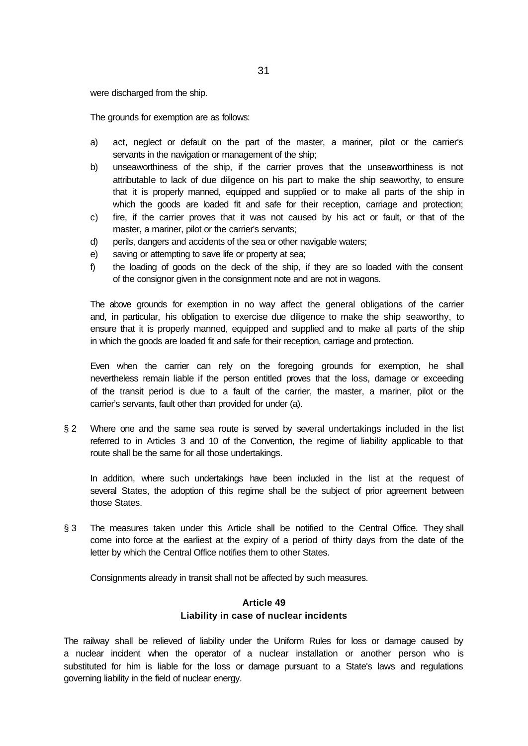were discharged from the ship.

The grounds for exemption are as follows:

a) act, neglect or default on the part of the master, a mariner, pilot or the carrier's servants in the navigation or management of the ship;
b) unseaworthiness of the ship, if the carrier proves that the unseaworthiness is not attributable to lack of due diligence on his part to make the ship seaworthy, to ensure that it is properly manned, equipped and supplied or to make all parts of the ship in which the goods are loaded fit and safe for their reception, carriage and protection;
c) fire, if the carrier proves that it was not caused by his act or fault, or that of the master, a mariner, pilot or the carrier's servants;
d) perils, dangers and accidents of the sea or other navigable waters;
e) saving or attempting to save life or property at sea;
f) the loading of goods on the deck of the ship, if they are so loaded with the consent of the consignor given in the consignment note and are not in wagons.

The above grounds for exemption in no way affect the general obligations of the carrier and, in particular, his obligation to exercise due diligence to make the ship seaworthy, to ensure that it is properly manned, equipped and supplied and to make all parts of the ship in which the goods are loaded fit and safe for their reception, carriage and protection.

Even when the carrier can rely on the foregoing grounds for exemption, he shall nevertheless remain liable if the person entitled proves that the loss, damage or exceeding of the transit period is due to a fault of the carrier, the master, a mariner, pilot or the carrier's servants, fault other than provided for under (a).

§ 2 Where one and the same sea route is served by several undertakings included in the list referred to in Articles 3 and 10 of the Convention, the regime of liability applicable to that route shall be the same for all those undertakings.

In addition, where such undertakings have been included in the list at the request of several States, the adoption of this regime shall be the subject of prior agreement between those States.

§ 3 The measures taken under this Article shall be notified to the Central Office. They shall come into force at the earliest at the expiry of a period of thirty days from the date of the letter by which the Central Office notifies them to other States.

Consignments already in transit shall not be affected by such measures.

### Article 49
### Liability in case of nuclear incidents

The railway shall be relieved of liability under the Uniform Rules for loss or damage caused by a nuclear incident when the operator of a nuclear installation or another person who is substituted for him is liable for the loss or damage pursuant to a State's laws and regulations governing liability in the field of nuclear energy.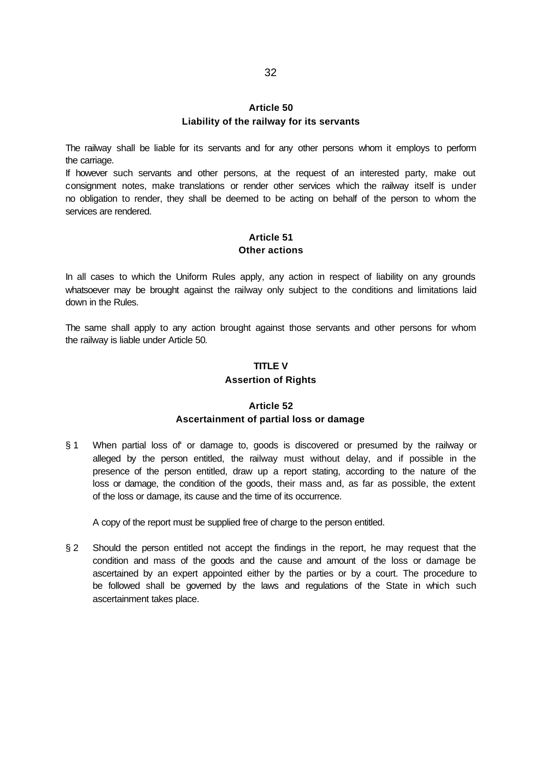## Article 50
### Liability of the railway for its servants

The railway shall be liable for its servants and for any other persons whom it employs to perform the carriage.

If however such servants and other persons, at the request of an interested party, make out consignment notes, make translations or render other services which the railway itself is under no obligation to render, they shall be deemed to be acting on behalf of the person to whom the services are rendered.

## Article 51
### Other actions

In all cases to which the Uniform Rules apply, any action in respect of liability on any grounds whatsoever may be brought against the railway only subject to the conditions and limitations laid down in the Rules.

The same shall apply to any action brought against those servants and other persons for whom the railway is liable under Article 50.

# TITLE V
## Assertion of Rights

## Article 52
### Ascertainment of partial loss or damage

§ 1 When partial loss of' or damage to, goods is discovered or presumed by the railway or alleged by the person entitled, the railway must without delay, and if possible in the presence of the person entitled, draw up a report stating, according to the nature of the loss or damage, the condition of the goods, their mass and, as far as possible, the extent of the loss or damage, its cause and the time of its occurrence.

A copy of the report must be supplied free of charge to the person entitled.

§ 2 Should the person entitled not accept the findings in the report, he may request that the condition and mass of the goods and the cause and amount of the loss or damage be ascertained by an expert appointed either by the parties or by a court. The procedure to be followed shall be governed by the laws and regulations of the State in which such ascertainment takes place.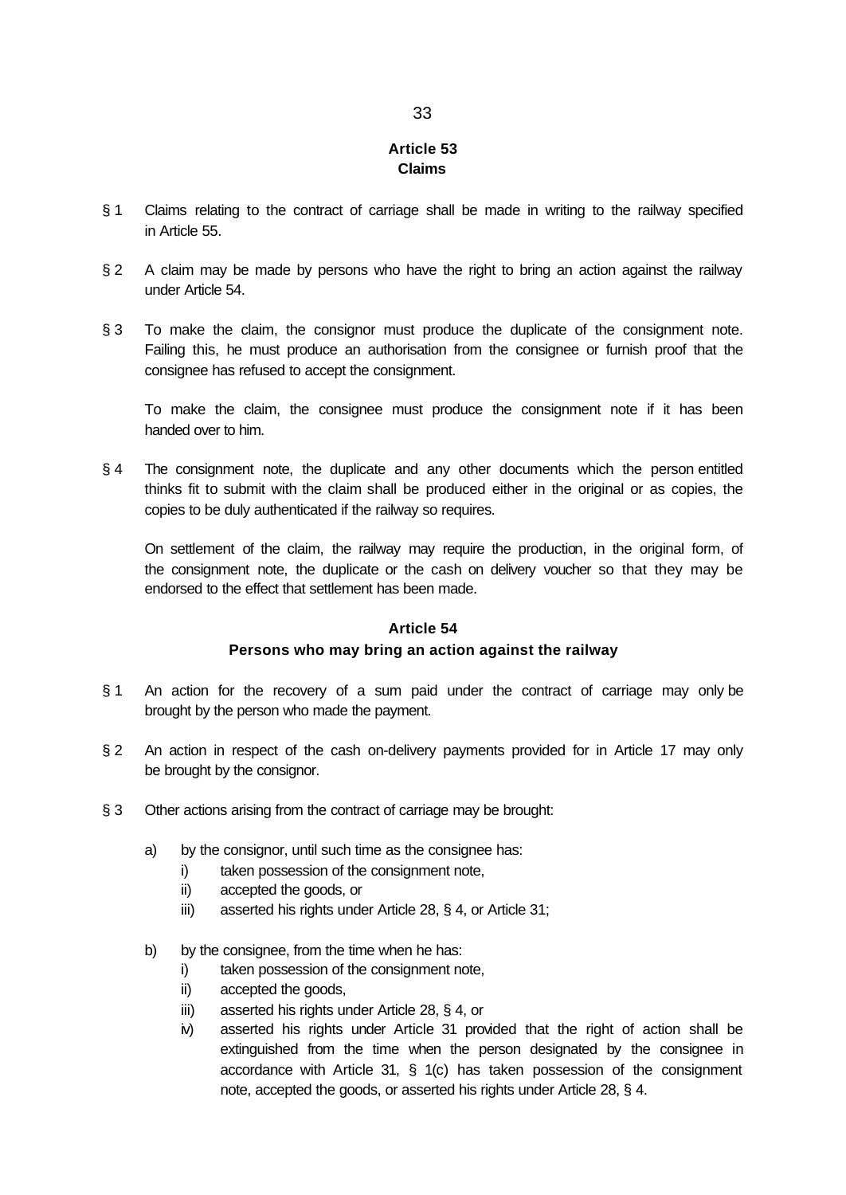## Article 53
## Claims

§ 1 Claims relating to the contract of carriage shall be made in writing to the railway specified in Article 55.

§ 2 A claim may be made by persons who have the right to bring an action against the railway under Article 54.

§ 3 To make the claim, the consignor must produce the duplicate of the consignment note. Failing this, he must produce an authorisation from the consignee or furnish proof that the consignee has refused to accept the consignment.

To make the claim, the consignee must produce the consignment note if it has been handed over to him.

§ 4 The consignment note, the duplicate and any other documents which the person entitled thinks fit to submit with the claim shall be produced either in the original or as copies, the copies to be duly authenticated if the railway so requires.

On settlement of the claim, the railway may require the production, in the original form, of the consignment note, the duplicate or the cash on delivery voucher so that they may be endorsed to the effect that settlement has been made.

## Article 54
## Persons who may bring an action against the railway

§ 1 An action for the recovery of a sum paid under the contract of carriage may only be brought by the person who made the payment.

§ 2 An action in respect of the cash on-delivery payments provided for in Article 17 may only be brought by the consignor.

§ 3 Other actions arising from the contract of carriage may be brought:

a) by the consignor, until such time as the consignee has:
   i) taken possession of the consignment note,
   ii) accepted the goods, or
   iii) asserted his rights under Article 28, § 4, or Article 31;

b) by the consignee, from the time when he has:
   i) taken possession of the consignment note,
   ii) accepted the goods,
   iii) asserted his rights under Article 28, § 4, or
   iv) asserted his rights under Article 31 provided that the right of action shall be extinguished from the time when the person designated by the consignee in accordance with Article 31, § 1(c) has taken possession of the consignment note, accepted the goods, or asserted his rights under Article 28, § 4.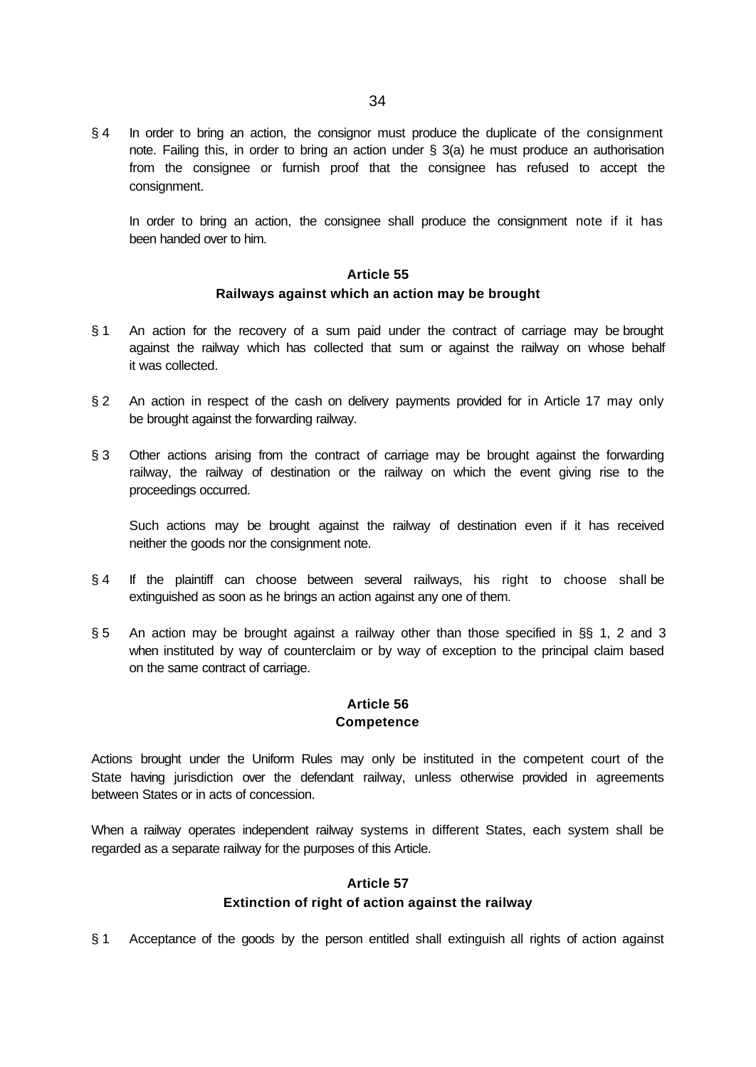§ 4 In order to bring an action, the consignor must produce the duplicate of the consignment note. Failing this, in order to bring an action under § 3(a) he must produce an authorisation from the consignee or furnish proof that the consignee has refused to accept the consignment.

In order to bring an action, the consignee shall produce the consignment note if it has been handed over to him.

### Article 55
### Railways against which an action may be brought

§ 1 An action for the recovery of a sum paid under the contract of carriage may be brought against the railway which has collected that sum or against the railway on whose behalf it was collected.

§ 2 An action in respect of the cash on delivery payments provided for in Article 17 may only be brought against the forwarding railway.

§ 3 Other actions arising from the contract of carriage may be brought against the forwarding railway, the railway of destination or the railway on which the event giving rise to the proceedings occurred.

Such actions may be brought against the railway of destination even if it has received neither the goods nor the consignment note.

§ 4 If the plaintiff can choose between several railways, his right to choose shall be extinguished as soon as he brings an action against any one of them.

§ 5 An action may be brought against a railway other than those specified in §§ 1, 2 and 3 when instituted by way of counterclaim or by way of exception to the principal claim based on the same contract of carriage.

### Article 56
### Competence

Actions brought under the Uniform Rules may only be instituted in the competent court of the State having jurisdiction over the defendant railway, unless otherwise provided in agreements between States or in acts of concession.

When a railway operates independent railway systems in different States, each system shall be regarded as a separate railway for the purposes of this Article.

### Article 57
### Extinction of right of action against the railway

§ 1 Acceptance of the goods by the person entitled shall extinguish all rights of action against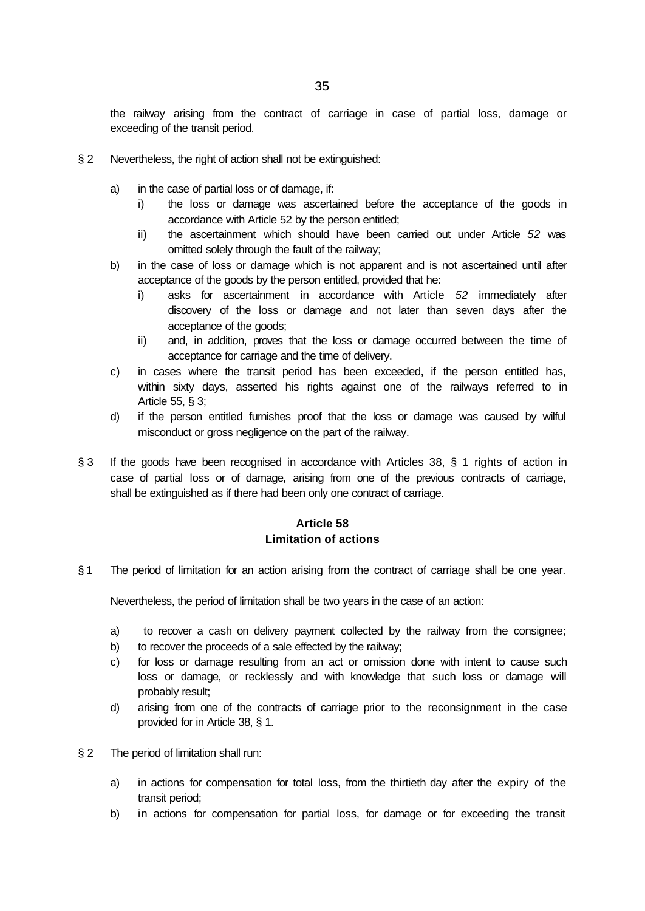the railway arising from the contract of carriage in case of partial loss, damage or exceeding of the transit period.

§ 2 Nevertheless, the right of action shall not be extinguished:

a) in the case of partial loss or of damage, if:
   i) the loss or damage was ascertained before the acceptance of the goods in accordance with Article 52 by the person entitled;
   ii) the ascertainment which should have been carried out under Article *52* was omitted solely through the fault of the railway;
b) in the case of loss or damage which is not apparent and is not ascertained until after acceptance of the goods by the person entitled, provided that he:
   i) asks for ascertainment in accordance with Article *52* immediately after discovery of the loss or damage and not later than seven days after the acceptance of the goods;
   ii) and, in addition, proves that the loss or damage occurred between the time of acceptance for carriage and the time of delivery.
c) in cases where the transit period has been exceeded, if the person entitled has, within sixty days, asserted his rights against one of the railways referred to in Article 55, § 3;
d) if the person entitled furnishes proof that the loss or damage was caused by wilful misconduct or gross negligence on the part of the railway.

§ 3 If the goods have been recognised in accordance with Articles 38, § 1 rights of action in case of partial loss or of damage, arising from one of the previous contracts of carriage, shall be extinguished as if there had been only one contract of carriage.

### Article 58
### Limitation of actions

§ 1 The period of limitation for an action arising from the contract of carriage shall be one year.

Nevertheless, the period of limitation shall be two years in the case of an action:

a) to recover a cash on delivery payment collected by the railway from the consignee;
b) to recover the proceeds of a sale effected by the railway;
c) for loss or damage resulting from an act or omission done with intent to cause such loss or damage, or recklessly and with knowledge that such loss or damage will probably result;
d) arising from one of the contracts of carriage prior to the reconsignment in the case provided for in Article 38, § 1.

§ 2 The period of limitation shall run:

a) in actions for compensation for total loss, from the thirtieth day after the expiry of the transit period;
b) in actions for compensation for partial loss, for damage or for exceeding the transit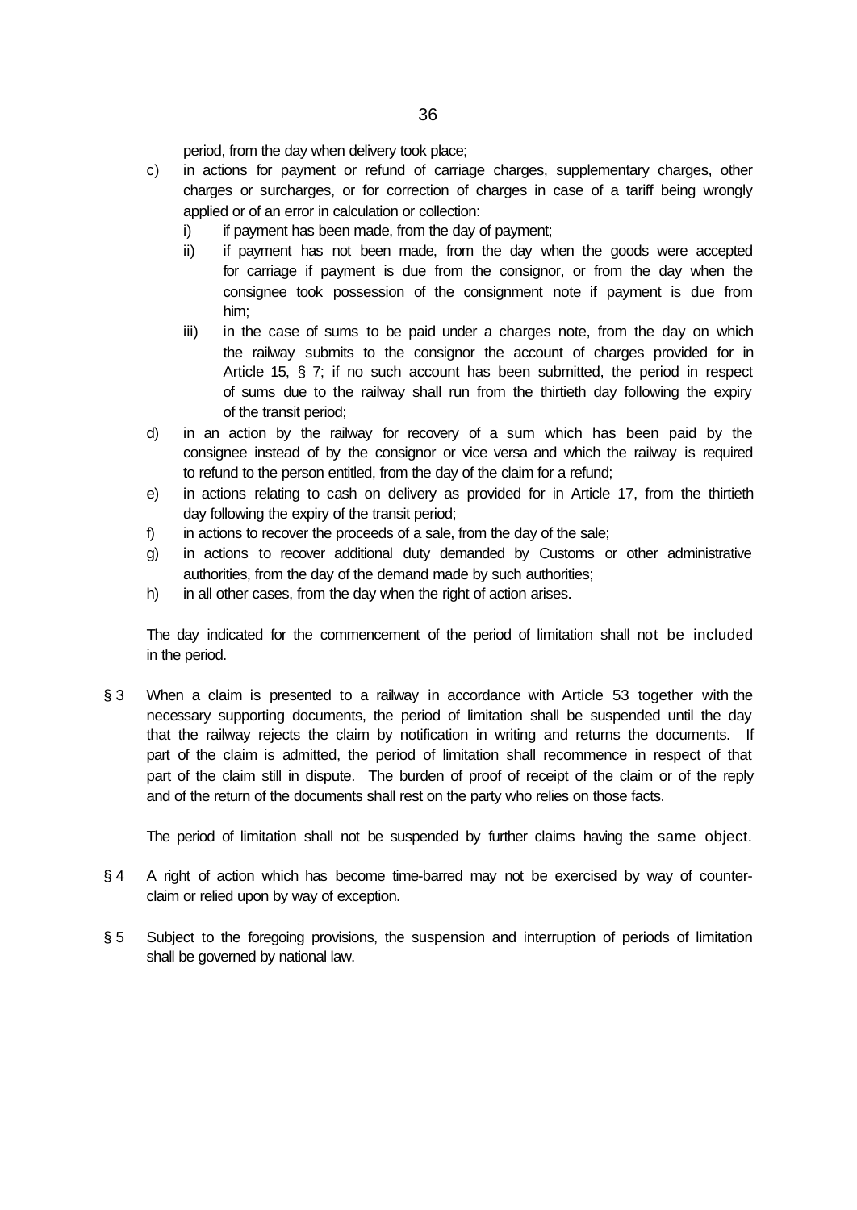period, from the day when delivery took place;

c) in actions for payment or refund of carriage charges, supplementary charges, other charges or surcharges, or for correction of charges in case of a tariff being wrongly applied or of an error in calculation or collection:

   i) if payment has been made, from the day of payment;

   ii) if payment has not been made, from the day when the goods were accepted for carriage if payment is due from the consignor, or from the day when the consignee took possession of the consignment note if payment is due from him;

   iii) in the case of sums to be paid under a charges note, from the day on which the railway submits to the consignor the account of charges provided for in Article 15, § 7; if no such account has been submitted, the period in respect of sums due to the railway shall run from the thirtieth day following the expiry of the transit period;

d) in an action by the railway for recovery of a sum which has been paid by the consignee instead of by the consignor or vice versa and which the railway is required to refund to the person entitled, from the day of the claim for a refund;

e) in actions relating to cash on delivery as provided for in Article 17, from the thirtieth day following the expiry of the transit period;

f) in actions to recover the proceeds of a sale, from the day of the sale;

g) in actions to recover additional duty demanded by Customs or other administrative authorities, from the day of the demand made by such authorities;

h) in all other cases, from the day when the right of action arises.

The day indicated for the commencement of the period of limitation shall not be included in the period.

§ 3 When a claim is presented to a railway in accordance with Article 53 together with the necessary supporting documents, the period of limitation shall be suspended until the day that the railway rejects the claim by notification in writing and returns the documents. If part of the claim is admitted, the period of limitation shall recommence in respect of that part of the claim still in dispute. The burden of proof of receipt of the claim or of the reply and of the return of the documents shall rest on the party who relies on those facts.

The period of limitation shall not be suspended by further claims having the same object.

§ 4 A right of action which has become time-barred may not be exercised by way of counter-claim or relied upon by way of exception.

§ 5 Subject to the foregoing provisions, the suspension and interruption of periods of limitation shall be governed by national law.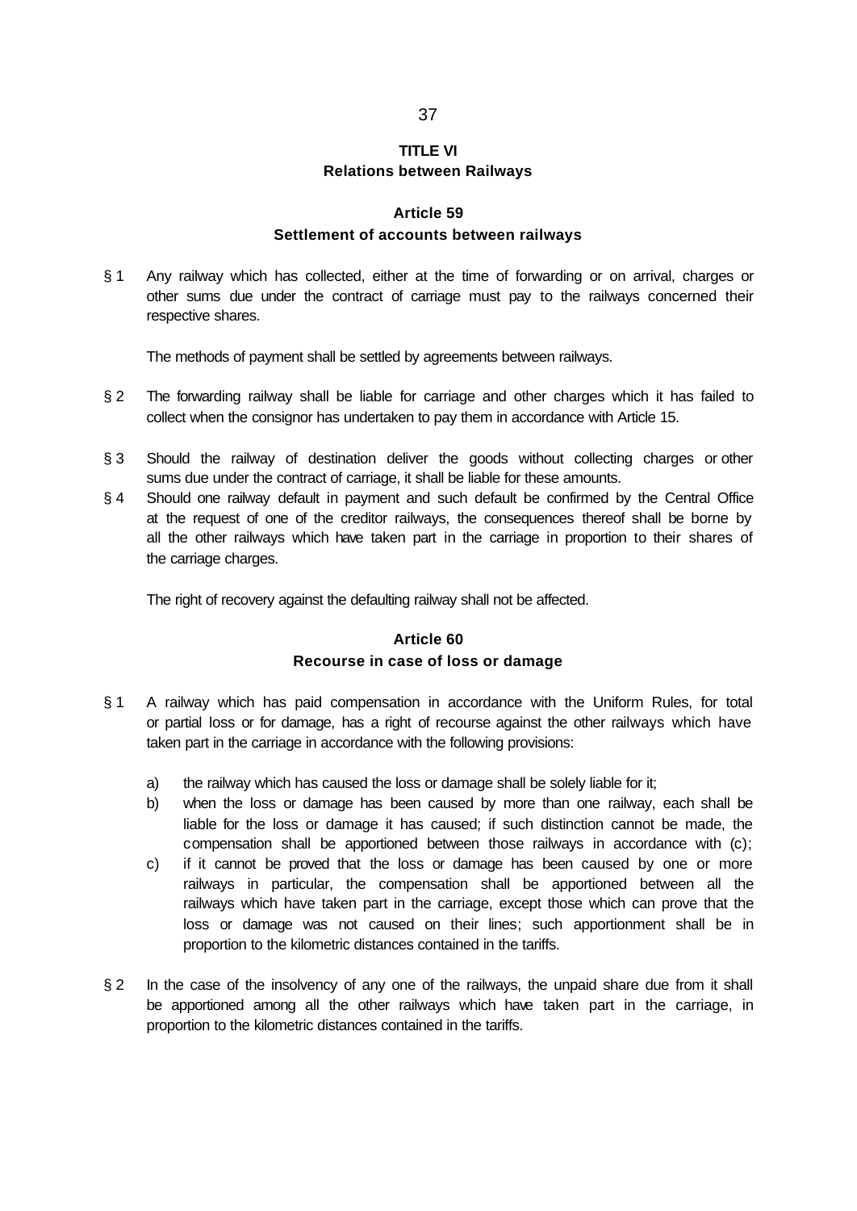## TITLE VI
## Relations between Railways

### Article 59
### Settlement of accounts between railways

§ 1 Any railway which has collected, either at the time of forwarding or on arrival, charges or other sums due under the contract of carriage must pay to the railways concerned their respective shares.

The methods of payment shall be settled by agreements between railways.

§ 2 The forwarding railway shall be liable for carriage and other charges which it has failed to collect when the consignor has undertaken to pay them in accordance with Article 15.

§ 3 Should the railway of destination deliver the goods without collecting charges or other sums due under the contract of carriage, it shall be liable for these amounts.

§ 4 Should one railway default in payment and such default be confirmed by the Central Office at the request of one of the creditor railways, the consequences thereof shall be borne by all the other railways which have taken part in the carriage in proportion to their shares of the carriage charges.

The right of recovery against the defaulting railway shall not be affected.

### Article 60
### Recourse in case of loss or damage

§ 1 A railway which has paid compensation in accordance with the Uniform Rules, for total or partial loss or for damage, has a right of recourse against the other railways which have taken part in the carriage in accordance with the following provisions:

a) the railway which has caused the loss or damage shall be solely liable for it;

b) when the loss or damage has been caused by more than one railway, each shall be liable for the loss or damage it has caused; if such distinction cannot be made, the compensation shall be apportioned between those railways in accordance with (c);

c) if it cannot be proved that the loss or damage has been caused by one or more railways in particular, the compensation shall be apportioned between all the railways which have taken part in the carriage, except those which can prove that the loss or damage was not caused on their lines; such apportionment shall be in proportion to the kilometric distances contained in the tariffs.

§ 2 In the case of the insolvency of any one of the railways, the unpaid share due from it shall be apportioned among all the other railways which have taken part in the carriage, in proportion to the kilometric distances contained in the tariffs.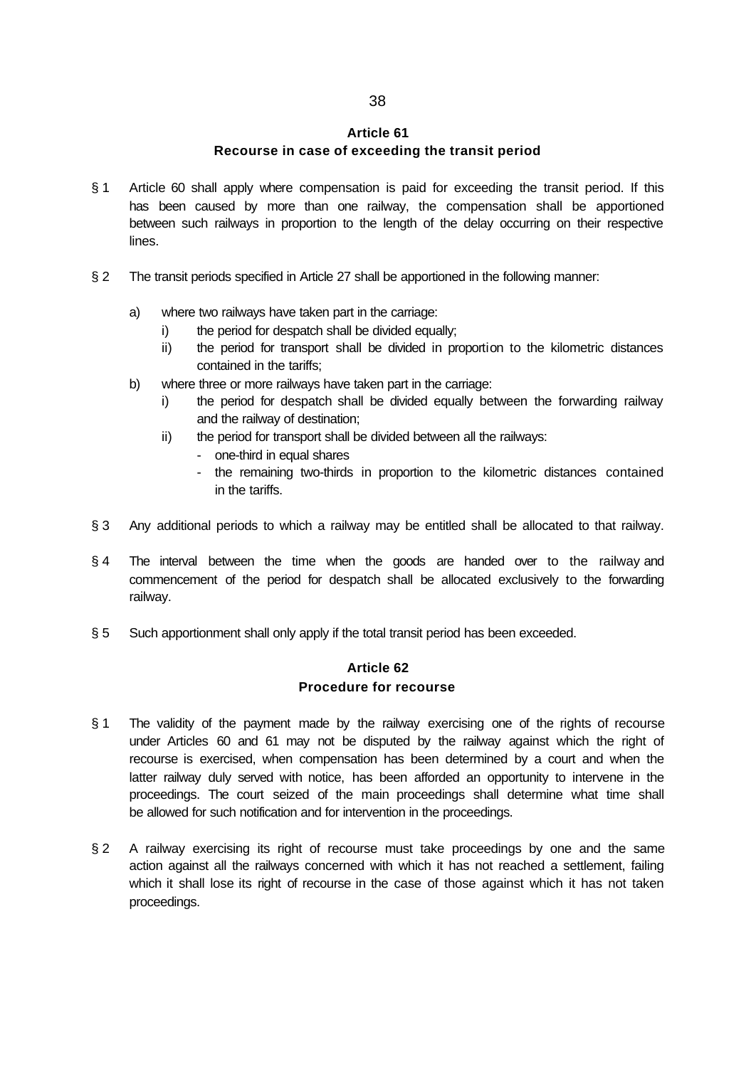## Article 61
### Recourse in case of exceeding the transit period

§ 1 Article 60 shall apply where compensation is paid for exceeding the transit period. If this has been caused by more than one railway, the compensation shall be apportioned between such railways in proportion to the length of the delay occurring on their respective lines.

§ 2 The transit periods specified in Article 27 shall be apportioned in the following manner:

a) where two railways have taken part in the carriage:
   - i) the period for despatch shall be divided equally;
   - ii) the period for transport shall be divided in proportion to the kilometric distances contained in the tariffs;

b) where three or more railways have taken part in the carriage:
   - i) the period for despatch shall be divided equally between the forwarding railway and the railway of destination;
   - ii) the period for transport shall be divided between all the railways:
     - one-third in equal shares
     - the remaining two-thirds in proportion to the kilometric distances contained in the tariffs.

§ 3 Any additional periods to which a railway may be entitled shall be allocated to that railway.

§ 4 The interval between the time when the goods are handed over to the railway and commencement of the period for despatch shall be allocated exclusively to the forwarding railway.

§ 5 Such apportionment shall only apply if the total transit period has been exceeded.

## Article 62
### Procedure for recourse

§ 1 The validity of the payment made by the railway exercising one of the rights of recourse under Articles 60 and 61 may not be disputed by the railway against which the right of recourse is exercised, when compensation has been determined by a court and when the latter railway duly served with notice, has been afforded an opportunity to intervene in the proceedings. The court seized of the main proceedings shall determine what time shall be allowed for such notification and for intervention in the proceedings.

§ 2 A railway exercising its right of recourse must take proceedings by one and the same action against all the railways concerned with which it has not reached a settlement, failing which it shall lose its right of recourse in the case of those against which it has not taken proceedings.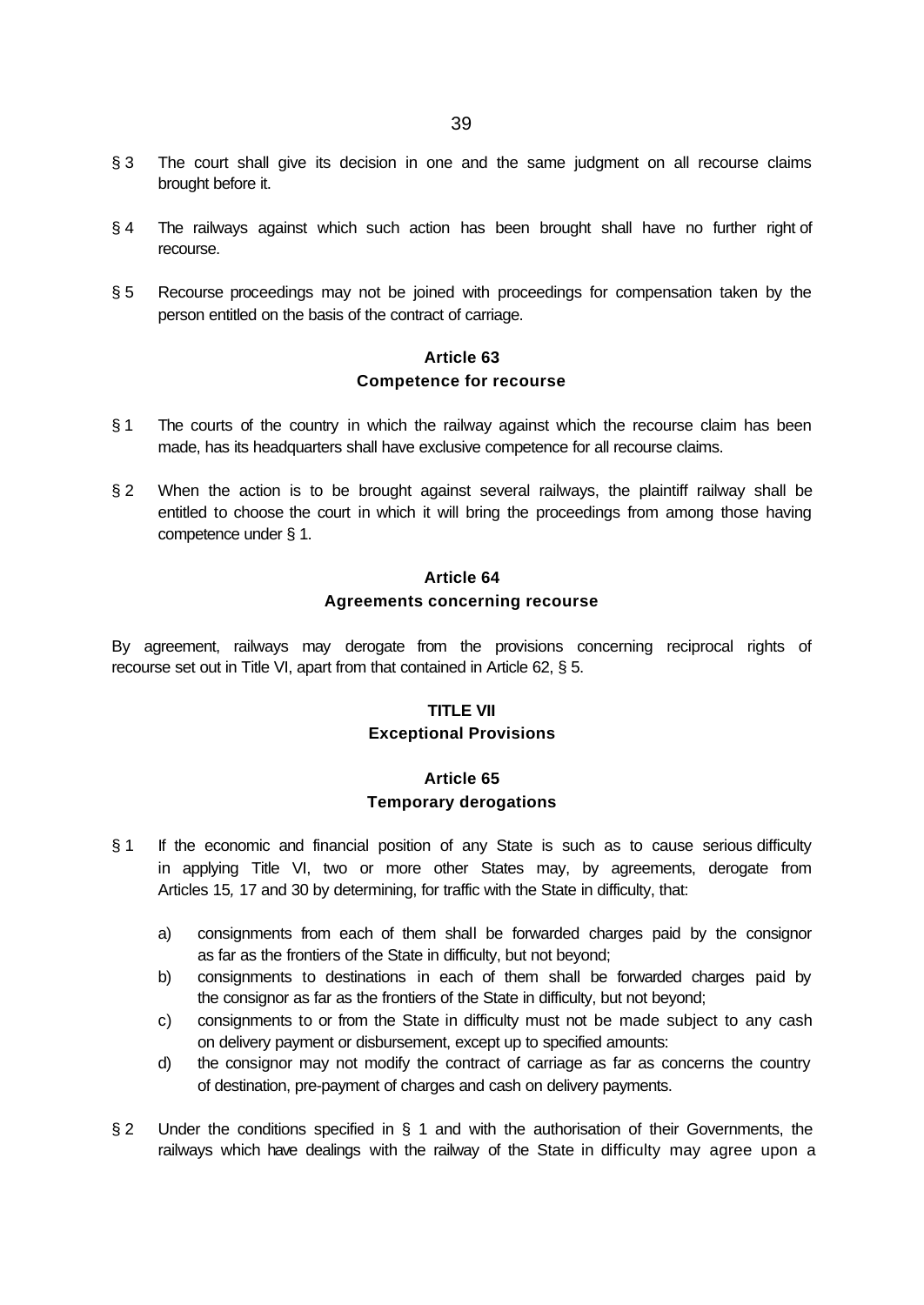§ 3 The court shall give its decision in one and the same judgment on all recourse claims brought before it.

§ 4 The railways against which such action has been brought shall have no further right of recourse.

§ 5 Recourse proceedings may not be joined with proceedings for compensation taken by the person entitled on the basis of the contract of carriage.

## Article 63
## Competence for recourse

§ 1 The courts of the country in which the railway against which the recourse claim has been made, has its headquarters shall have exclusive competence for all recourse claims.

§ 2 When the action is to be brought against several railways, the plaintiff railway shall be entitled to choose the court in which it will bring the proceedings from among those having competence under § 1.

## Article 64
## Agreements concerning recourse

By agreement, railways may derogate from the provisions concerning reciprocal rights of recourse set out in Title VI, apart from that contained in Article 62, § 5.

# TITLE VII
# Exceptional Provisions

## Article 65
## Temporary derogations

§ 1 If the economic and financial position of any State is such as to cause serious difficulty in applying Title VI, two or more other States may, by agreements, derogate from Articles 15, 17 and 30 by determining, for traffic with the State in difficulty, that:

a) consignments from each of them shall be forwarded charges paid by the consignor as far as the frontiers of the State in difficulty, but not beyond;
b) consignments to destinations in each of them shall be forwarded charges paid by the consignor as far as the frontiers of the State in difficulty, but not beyond;
c) consignments to or from the State in difficulty must not be made subject to any cash on delivery payment or disbursement, except up to specified amounts:
d) the consignor may not modify the contract of carriage as far as concerns the country of destination, pre-payment of charges and cash on delivery payments.

§ 2 Under the conditions specified in § 1 and with the authorisation of their Governments, the railways which have dealings with the railway of the State in difficulty may agree upon a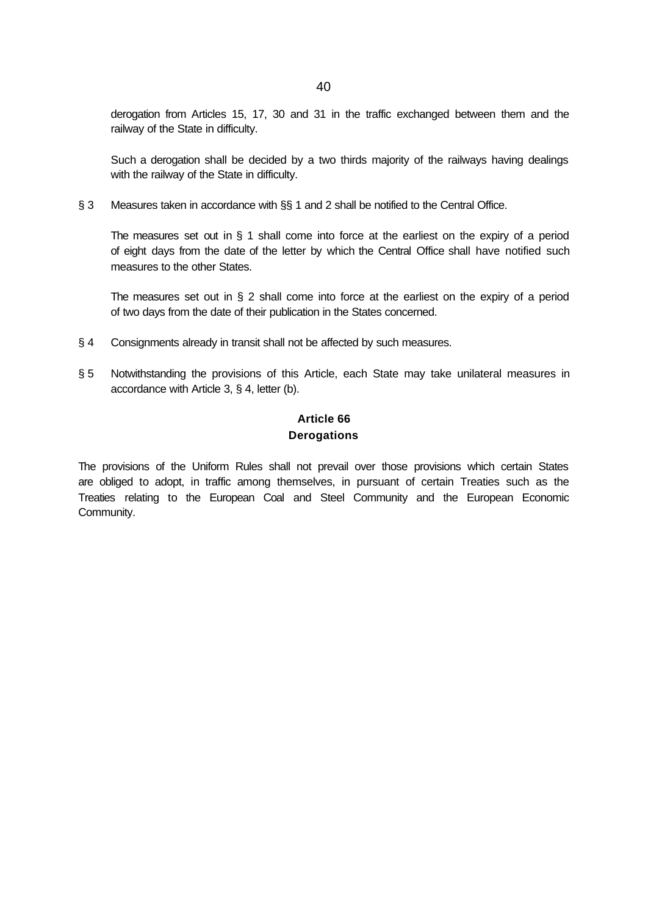derogation from Articles 15, 17, 30 and 31 in the traffic exchanged between them and the railway of the State in difficulty.

Such a derogation shall be decided by a two thirds majority of the railways having dealings with the railway of the State in difficulty.

§ 3 Measures taken in accordance with §§ 1 and 2 shall be notified to the Central Office.

The measures set out in § 1 shall come into force at the earliest on the expiry of a period of eight days from the date of the letter by which the Central Office shall have notified such measures to the other States.

The measures set out in § 2 shall come into force at the earliest on the expiry of a period of two days from the date of their publication in the States concerned.

§ 4 Consignments already in transit shall not be affected by such measures.

§ 5 Notwithstanding the provisions of this Article, each State may take unilateral measures in accordance with Article 3, § 4, letter (b).

### Article 66
### Derogations

The provisions of the Uniform Rules shall not prevail over those provisions which certain States are obliged to adopt, in traffic among themselves, in pursuant of certain Treaties such as the Treaties relating to the European Coal and Steel Community and the European Economic Community.